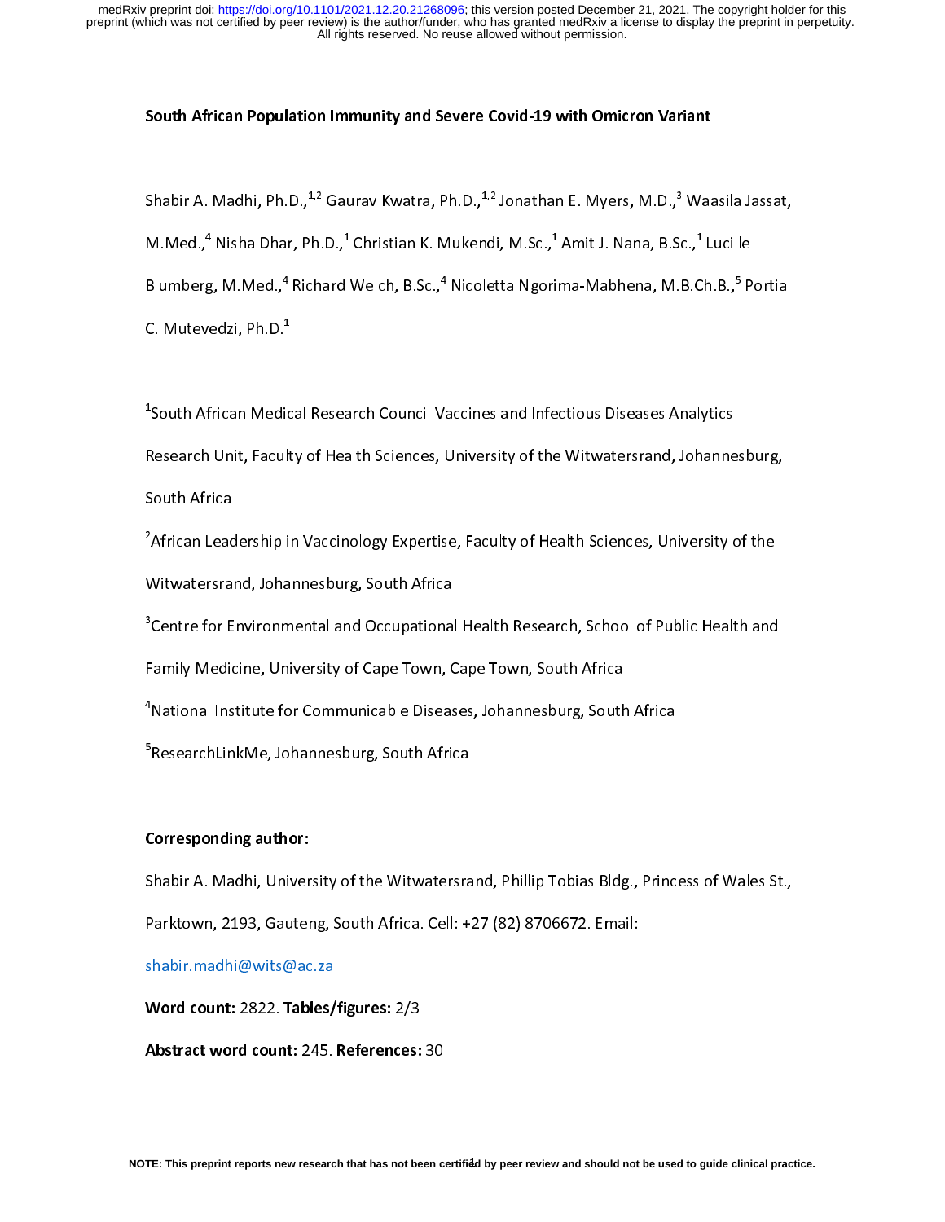# South African Population Immunity and Severe Covid-19 with Omicron Variant

Shabir A. Madhi, Ph.D.,[1,2] Gaurav Kwatra, Ph.D.,[1,2] Jonathan E. Myers, M.D.,[3] Waasila Jassat, M.Med.,[4] Nisha Dhar, Ph.D.,[1] Christian K. Mukendi, M.Sc.,[1] Amit J. Nana, B.Sc.,[1] Lucille Blumberg, M.Med.,[4] Richard Welch, B.Sc.,[4] Nicoletta Ngorima-Mabhena, M.B.Ch.B.,[5] Portia C. Mutevedzi, Ph.D.[1]

[1]South African Medical Research Council Vaccines and Infectious Diseases Analytics Research Unit, Faculty of Health Sciences, University of the Witwatersrand, Johannesburg, South Africa

[2]African Leadership in Vaccinology Expertise, Faculty of Health Sciences, University of the Witwatersrand, Johannesburg, South Africa

[3]Centre for Environmental and Occupational Health Research, School of Public Health and Family Medicine, University of Cape Town, Cape Town, South Africa

[4]National Institute for Communicable Diseases, Johannesburg, South Africa

[5]ResearchLinkMe, Johannesburg, South Africa

**Corresponding author:**

Shabir A. Madhi, University of the Witwatersrand, Phillip Tobias Bldg., Princess of Wales St., Parktown, 2193, Gauteng, South Africa. Cell: +27 (82) 8706672. Email: shabir.madhi@wits@ac.za

**Word count:** 2822. **Tables/figures:** 2/3

**Abstract word count:** 245. **References:** 30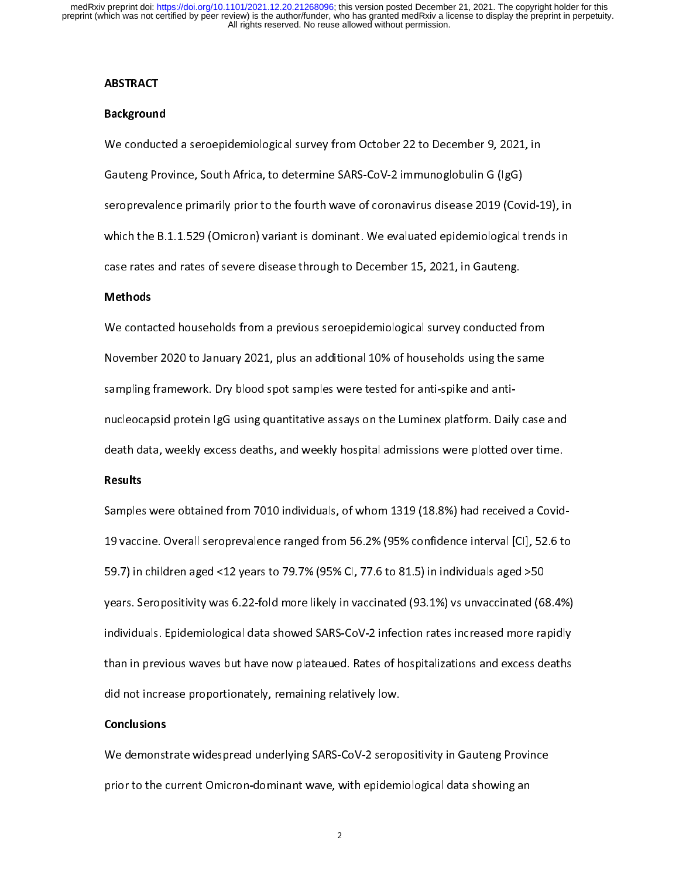## ABSTRACT

### Background

We conducted a seroepidemiological survey from October 22 to December 9, 2021, in Gauteng Province, South Africa, to determine SARS-CoV-2 immunoglobulin G (IgG) seroprevalence primarily prior to the fourth wave of coronavirus disease 2019 (Covid-19), in which the B.1.1.529 (Omicron) variant is dominant. We evaluated epidemiological trends in case rates and rates of severe disease through to December 15, 2021, in Gauteng.

### Methods

We contacted households from a previous seroepidemiological survey conducted from November 2020 to January 2021, plus an additional 10% of households using the same sampling framework. Dry blood spot samples were tested for anti-spike and anti-nucleocapsid protein IgG using quantitative assays on the Luminex platform. Daily case and death data, weekly excess deaths, and weekly hospital admissions were plotted over time.

### Results

Samples were obtained from 7010 individuals, of whom 1319 (18.8%) had received a Covid-19 vaccine. Overall seroprevalence ranged from 56.2% (95% confidence interval [CI], 52.6 to 59.7) in children aged <12 years to 79.7% (95% CI, 77.6 to 81.5) in individuals aged >50 years. Seropositivity was 6.22-fold more likely in vaccinated (93.1%) vs unvaccinated (68.4%) individuals. Epidemiological data showed SARS-CoV-2 infection rates increased more rapidly than in previous waves but have now plateaued. Rates of hospitalizations and excess deaths did not increase proportionately, remaining relatively low.

### Conclusions

We demonstrate widespread underlying SARS-CoV-2 seropositivity in Gauteng Province prior to the current Omicron-dominant wave, with epidemiological data showing an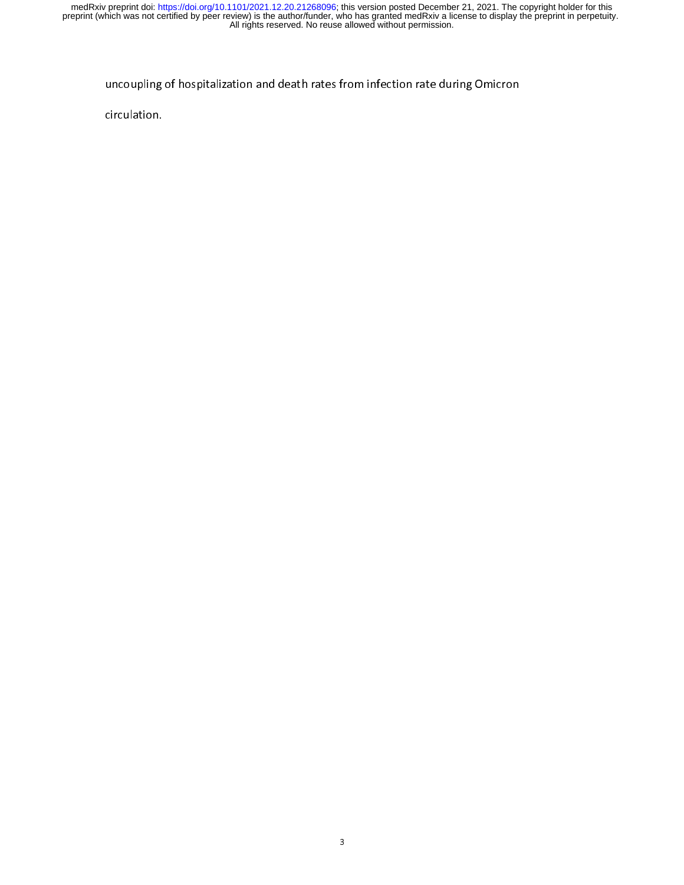uncoupling of hospitalization and death rates from infection rate during Omicron circulation.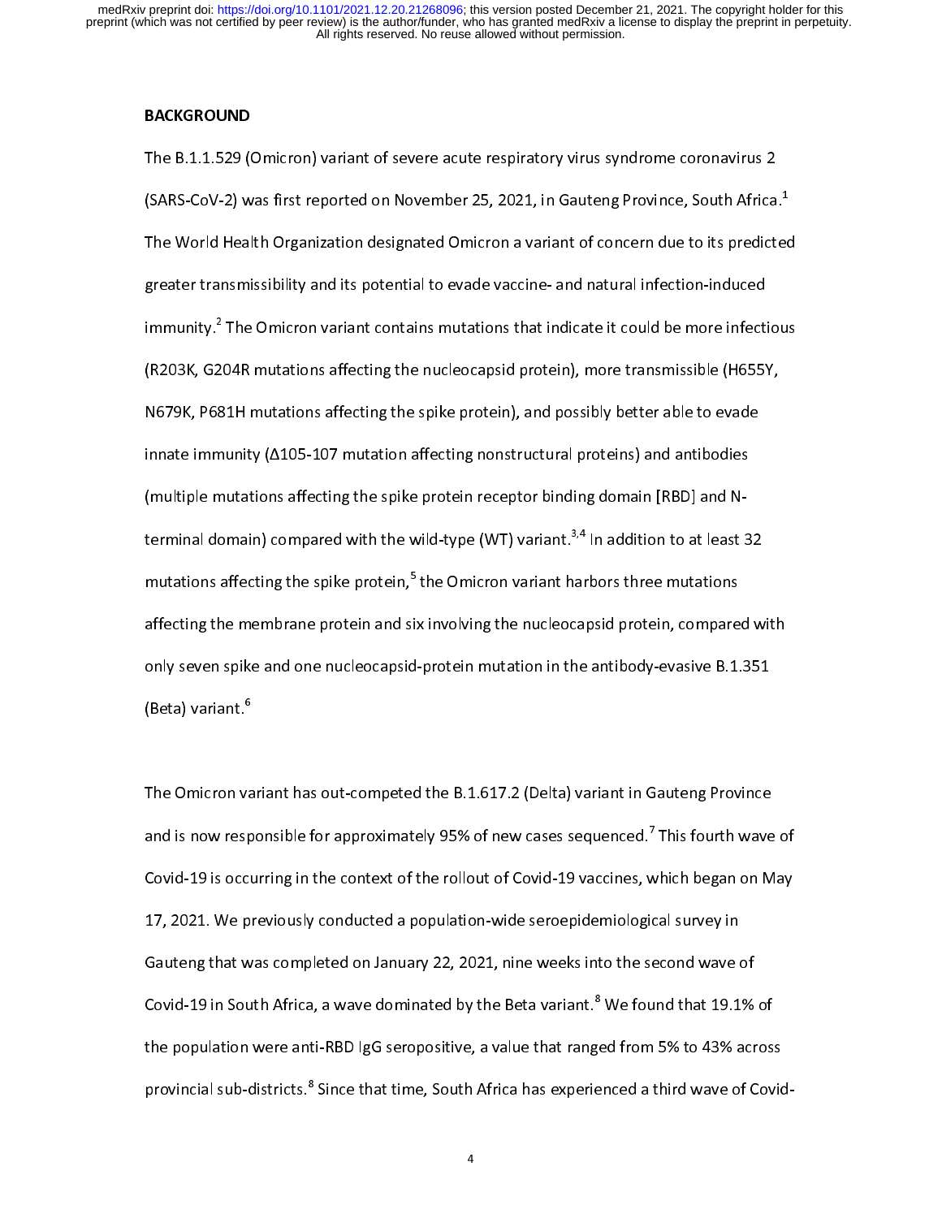## BACKGROUND

The B.1.1.529 (Omicron) variant of severe acute respiratory virus syndrome coronavirus 2 (SARS-CoV-2) was first reported on November 25, 2021, in Gauteng Province, South Africa.[1] The World Health Organization designated Omicron a variant of concern due to its predicted greater transmissibility and its potential to evade vaccine- and natural infection-induced immunity.[2] The Omicron variant contains mutations that indicate it could be more infectious (R203K, G204R mutations affecting the nucleocapsid protein), more transmissible (H655Y, N679K, P681H mutations affecting the spike protein), and possibly better able to evade innate immunity (Δ105-107 mutation affecting nonstructural proteins) and antibodies (multiple mutations affecting the spike protein receptor binding domain [RBD] and N-terminal domain) compared with the wild-type (WT) variant.[3,4] In addition to at least 32 mutations affecting the spike protein,[5] the Omicron variant harbors three mutations affecting the membrane protein and six involving the nucleocapsid protein, compared with only seven spike and one nucleocapsid-protein mutation in the antibody-evasive B.1.351 (Beta) variant.[6]

The Omicron variant has out-competed the B.1.617.2 (Delta) variant in Gauteng Province and is now responsible for approximately 95% of new cases sequenced.[7] This fourth wave of Covid-19 is occurring in the context of the rollout of Covid-19 vaccines, which began on May 17, 2021. We previously conducted a population-wide seroepidemiological survey in Gauteng that was completed on January 22, 2021, nine weeks into the second wave of Covid-19 in South Africa, a wave dominated by the Beta variant.[8] We found that 19.1% of the population were anti-RBD IgG seropositive, a value that ranged from 5% to 43% across provincial sub-districts.[8] Since that time, South Africa has experienced a third wave of Covid-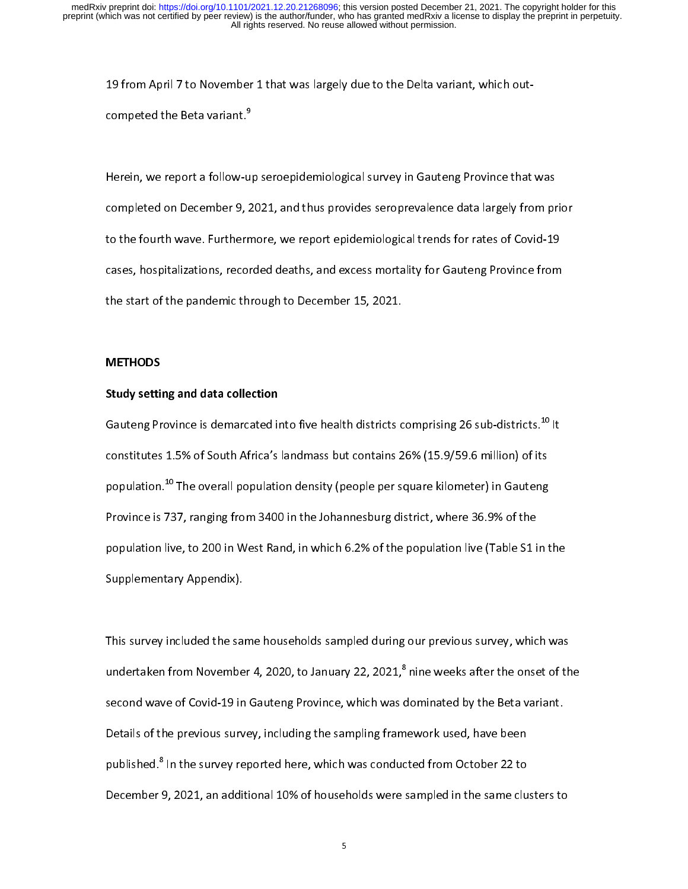19 from April 7 to November 1 that was largely due to the Delta variant, which out-competed the Beta variant.[9]

Herein, we report a follow-up seroepidemiological survey in Gauteng Province that was completed on December 9, 2021, and thus provides seroprevalence data largely from prior to the fourth wave. Furthermore, we report epidemiological trends for rates of Covid-19 cases, hospitalizations, recorded deaths, and excess mortality for Gauteng Province from the start of the pandemic through to December 15, 2021.

## METHODS

### Study setting and data collection

Gauteng Province is demarcated into five health districts comprising 26 sub-districts.[10] It constitutes 1.5% of South Africa's landmass but contains 26% (15.9/59.6 million) of its population.[10] The overall population density (people per square kilometer) in Gauteng Province is 737, ranging from 3400 in the Johannesburg district, where 36.9% of the population live, to 200 in West Rand, in which 6.2% of the population live (Table S1 in the Supplementary Appendix).

This survey included the same households sampled during our previous survey, which was undertaken from November 4, 2020, to January 22, 2021,[8] nine weeks after the onset of the second wave of Covid-19 in Gauteng Province, which was dominated by the Beta variant. Details of the previous survey, including the sampling framework used, have been published.[8] In the survey reported here, which was conducted from October 22 to December 9, 2021, an additional 10% of households were sampled in the same clusters to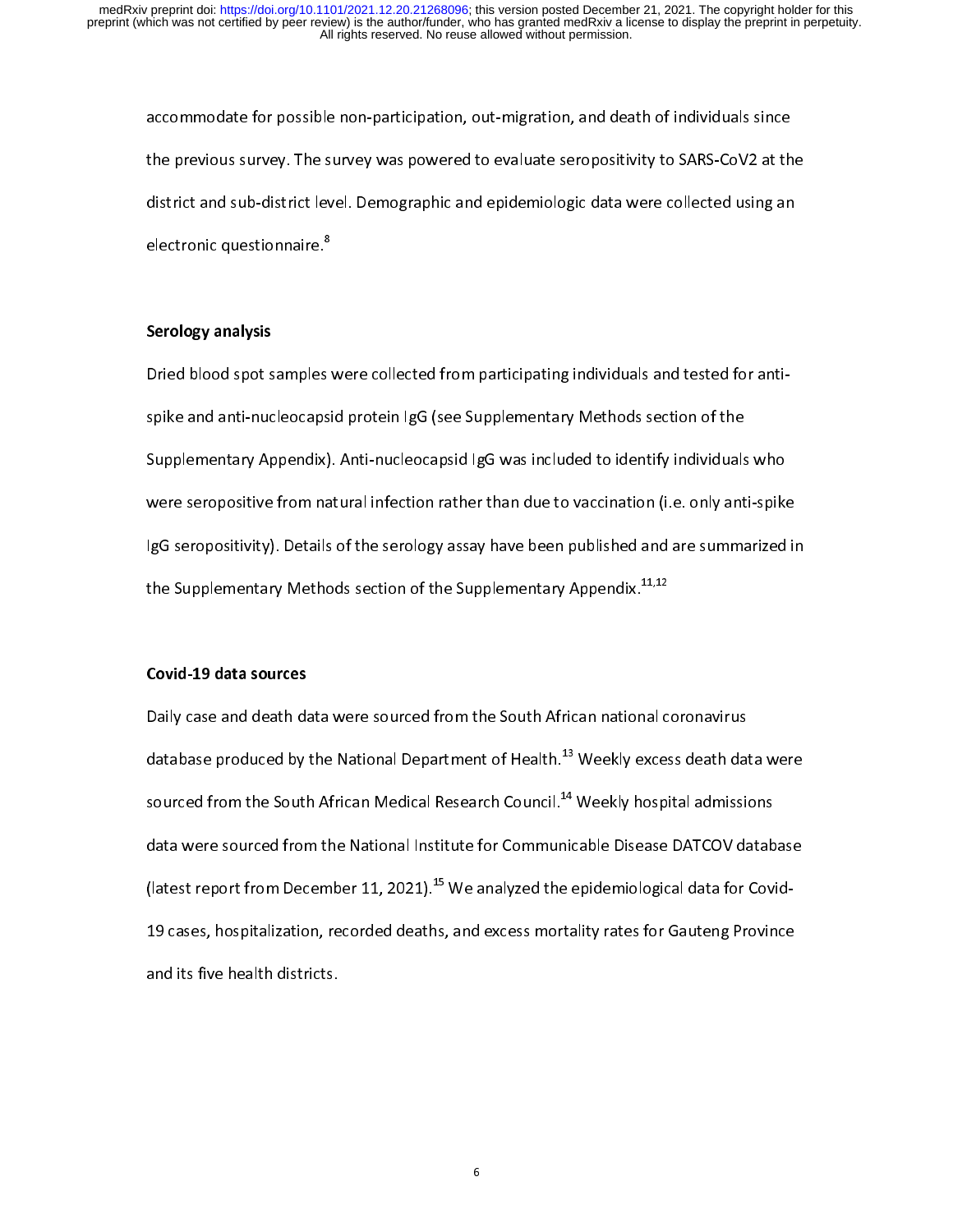accommodate for possible non-participation, out-migration, and death of individuals since the previous survey. The survey was powered to evaluate seropositivity to SARS-CoV2 at the district and sub-district level. Demographic and epidemiologic data were collected using an electronic questionnaire.[8]

**Serology analysis**

Dried blood spot samples were collected from participating individuals and tested for anti-spike and anti-nucleocapsid protein IgG (see Supplementary Methods section of the Supplementary Appendix). Anti-nucleocapsid IgG was included to identify individuals who were seropositive from natural infection rather than due to vaccination (i.e. only anti-spike IgG seropositivity). Details of the serology assay have been published and are summarized in the Supplementary Methods section of the Supplementary Appendix.[11,12]

**Covid-19 data sources**

Daily case and death data were sourced from the South African national coronavirus database produced by the National Department of Health.[13] Weekly excess death data were sourced from the South African Medical Research Council.[14] Weekly hospital admissions data were sourced from the National Institute for Communicable Disease DATCOV database (latest report from December 11, 2021).[15] We analyzed the epidemiological data for Covid-19 cases, hospitalization, recorded deaths, and excess mortality rates for Gauteng Province and its five health districts.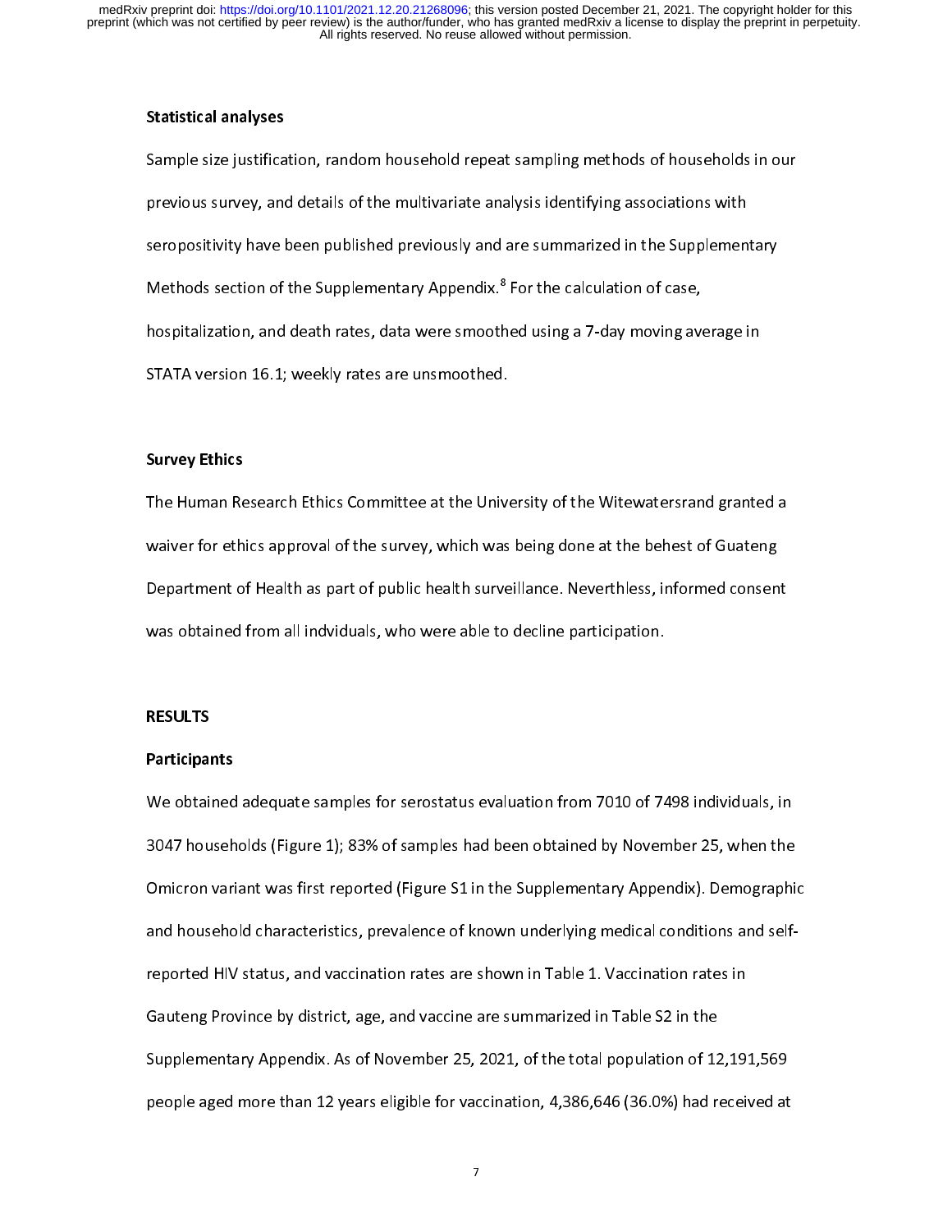### Statistical analyses

Sample size justification, random household repeat sampling methods of households in our previous survey, and details of the multivariate analysis identifying associations with seropositivity have been published previously and are summarized in the Supplementary Methods section of the Supplementary Appendix.[8] For the calculation of case, hospitalization, and death rates, data were smoothed using a 7-day moving average in STATA version 16.1; weekly rates are unsmoothed.

### Survey Ethics

The Human Research Ethics Committee at the University of the Witewatersrand granted a waiver for ethics approval of the survey, which was being done at the behest of Guateng Department of Health as part of public health surveillance. Neverthless, informed consent was obtained from all indviduals, who were able to decline participation.

## RESULTS

### Participants

We obtained adequate samples for serostatus evaluation from 7010 of 7498 individuals, in 3047 households (Figure 1); 83% of samples had been obtained by November 25, when the Omicron variant was first reported (Figure S1 in the Supplementary Appendix). Demographic and household characteristics, prevalence of known underlying medical conditions and self-reported HIV status, and vaccination rates are shown in Table 1. Vaccination rates in Gauteng Province by district, age, and vaccine are summarized in Table S2 in the Supplementary Appendix. As of November 25, 2021, of the total population of 12,191,569 people aged more than 12 years eligible for vaccination, 4,386,646 (36.0%) had received at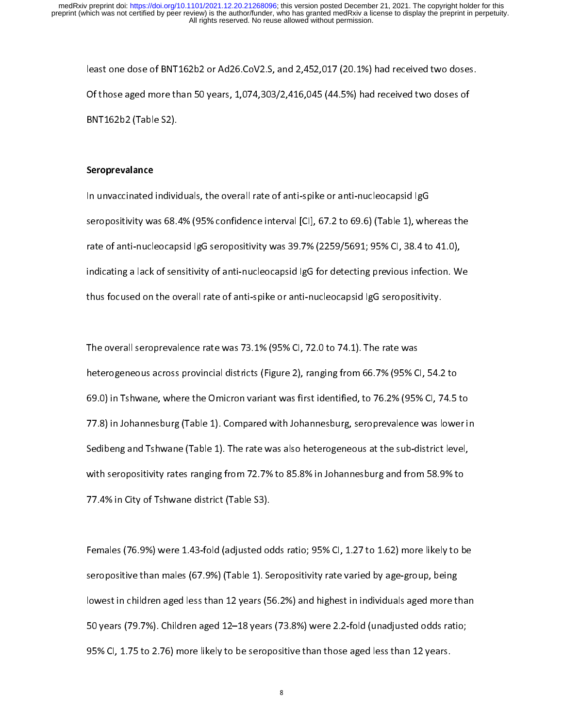least one dose of BNT162b2 or Ad26.CoV2.S, and 2,452,017 (20.1%) had received two doses. Of those aged more than 50 years, 1,074,303/2,416,045 (44.5%) had received two doses of BNT162b2 (Table S2).

**Seroprevalance**

In unvaccinated individuals, the overall rate of anti-spike or anti-nucleocapsid IgG seropositivity was 68.4% (95% confidence interval [CI], 67.2 to 69.6) (Table 1), whereas the rate of anti-nucleocapsid IgG seropositivity was 39.7% (2259/5691; 95% CI, 38.4 to 41.0), indicating a lack of sensitivity of anti-nucleocapsid IgG for detecting previous infection. We thus focused on the overall rate of anti-spike or anti-nucleocapsid IgG seropositivity.

The overall seroprevalence rate was 73.1% (95% CI, 72.0 to 74.1). The rate was heterogeneous across provincial districts (Figure 2), ranging from 66.7% (95% CI, 54.2 to 69.0) in Tshwane, where the Omicron variant was first identified, to 76.2% (95% CI, 74.5 to 77.8) in Johannesburg (Table 1). Compared with Johannesburg, seroprevalence was lower in Sedibeng and Tshwane (Table 1). The rate was also heterogeneous at the sub-district level, with seropositivity rates ranging from 72.7% to 85.8% in Johannesburg and from 58.9% to 77.4% in City of Tshwane district (Table S3).

Females (76.9%) were 1.43-fold (adjusted odds ratio; 95% CI, 1.27 to 1.62) more likely to be seropositive than males (67.9%) (Table 1). Seropositivity rate varied by age-group, being lowest in children aged less than 12 years (56.2%) and highest in individuals aged more than 50 years (79.7%). Children aged 12–18 years (73.8%) were 2.2-fold (unadjusted odds ratio; 95% CI, 1.75 to 2.76) more likely to be seropositive than those aged less than 12 years.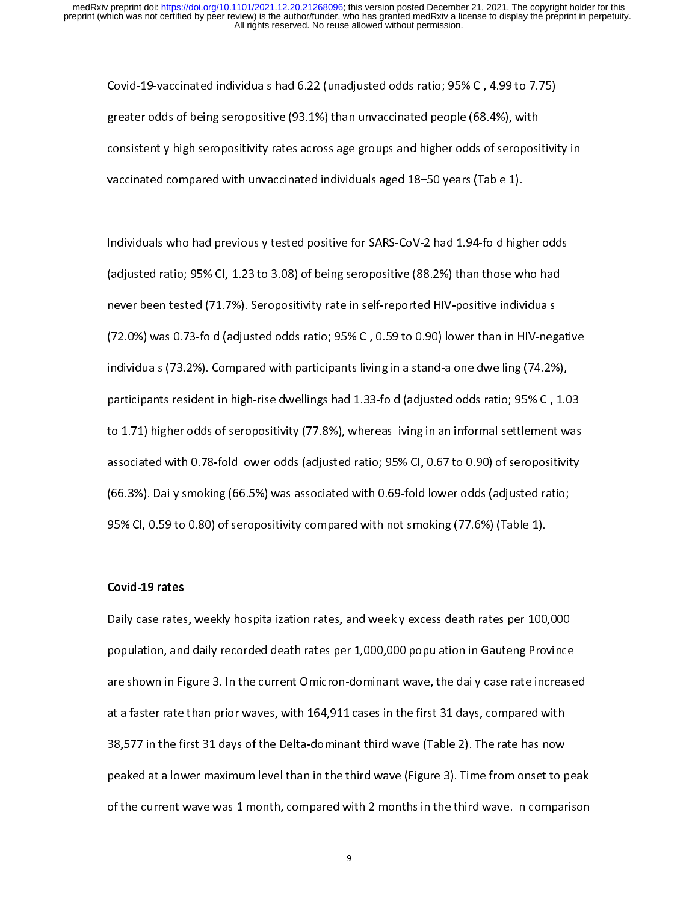Covid-19-vaccinated individuals had 6.22 (unadjusted odds ratio; 95% CI, 4.99 to 7.75) greater odds of being seropositive (93.1%) than unvaccinated people (68.4%), with consistently high seropositivity rates across age groups and higher odds of seropositivity in vaccinated compared with unvaccinated individuals aged 18–50 years (Table 1).

Individuals who had previously tested positive for SARS-CoV-2 had 1.94-fold higher odds (adjusted ratio; 95% CI, 1.23 to 3.08) of being seropositive (88.2%) than those who had never been tested (71.7%). Seropositivity rate in self-reported HIV-positive individuals (72.0%) was 0.73-fold (adjusted odds ratio; 95% CI, 0.59 to 0.90) lower than in HIV-negative individuals (73.2%). Compared with participants living in a stand-alone dwelling (74.2%), participants resident in high-rise dwellings had 1.33-fold (adjusted odds ratio; 95% CI, 1.03 to 1.71) higher odds of seropositivity (77.8%), whereas living in an informal settlement was associated with 0.78-fold lower odds (adjusted ratio; 95% CI, 0.67 to 0.90) of seropositivity (66.3%). Daily smoking (66.5%) was associated with 0.69-fold lower odds (adjusted ratio; 95% CI, 0.59 to 0.80) of seropositivity compared with not smoking (77.6%) (Table 1).

**Covid-19 rates**

Daily case rates, weekly hospitalization rates, and weekly excess death rates per 100,000 population, and daily recorded death rates per 1,000,000 population in Gauteng Province are shown in Figure 3. In the current Omicron-dominant wave, the daily case rate increased at a faster rate than prior waves, with 164,911 cases in the first 31 days, compared with 38,577 in the first 31 days of the Delta-dominant third wave (Table 2). The rate has now peaked at a lower maximum level than in the third wave (Figure 3). Time from onset to peak of the current wave was 1 month, compared with 2 months in the third wave. In comparison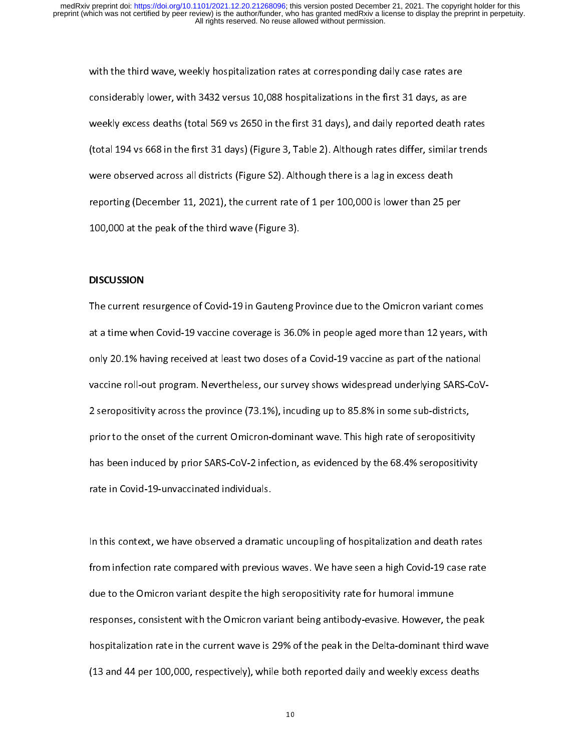with the third wave, weekly hospitalization rates at corresponding daily case rates are considerably lower, with 3432 versus 10,088 hospitalizations in the first 31 days, as are weekly excess deaths (total 569 vs 2650 in the first 31 days), and daily reported death rates (total 194 vs 668 in the first 31 days) (Figure 3, Table 2). Although rates differ, similar trends were observed across all districts (Figure S2). Although there is a lag in excess death reporting (December 11, 2021), the current rate of 1 per 100,000 is lower than 25 per 100,000 at the peak of the third wave (Figure 3).

## DISCUSSION

The current resurgence of Covid-19 in Gauteng Province due to the Omicron variant comes at a time when Covid-19 vaccine coverage is 36.0% in people aged more than 12 years, with only 20.1% having received at least two doses of a Covid-19 vaccine as part of the national vaccine roll-out program. Nevertheless, our survey shows widespread underlying SARS-CoV-2 seropositivity across the province (73.1%), incuding up to 85.8% in some sub-districts, prior to the onset of the current Omicron-dominant wave. This high rate of seropositivity has been induced by prior SARS-CoV-2 infection, as evidenced by the 68.4% seropositivity rate in Covid-19-unvaccinated individuals.

In this context, we have observed a dramatic uncoupling of hospitalization and death rates from infection rate compared with previous waves. We have seen a high Covid-19 case rate due to the Omicron variant despite the high seropositivity rate for humoral immune responses, consistent with the Omicron variant being antibody-evasive. However, the peak hospitalization rate in the current wave is 29% of the peak in the Delta-dominant third wave (13 and 44 per 100,000, respectively), while both reported daily and weekly excess deaths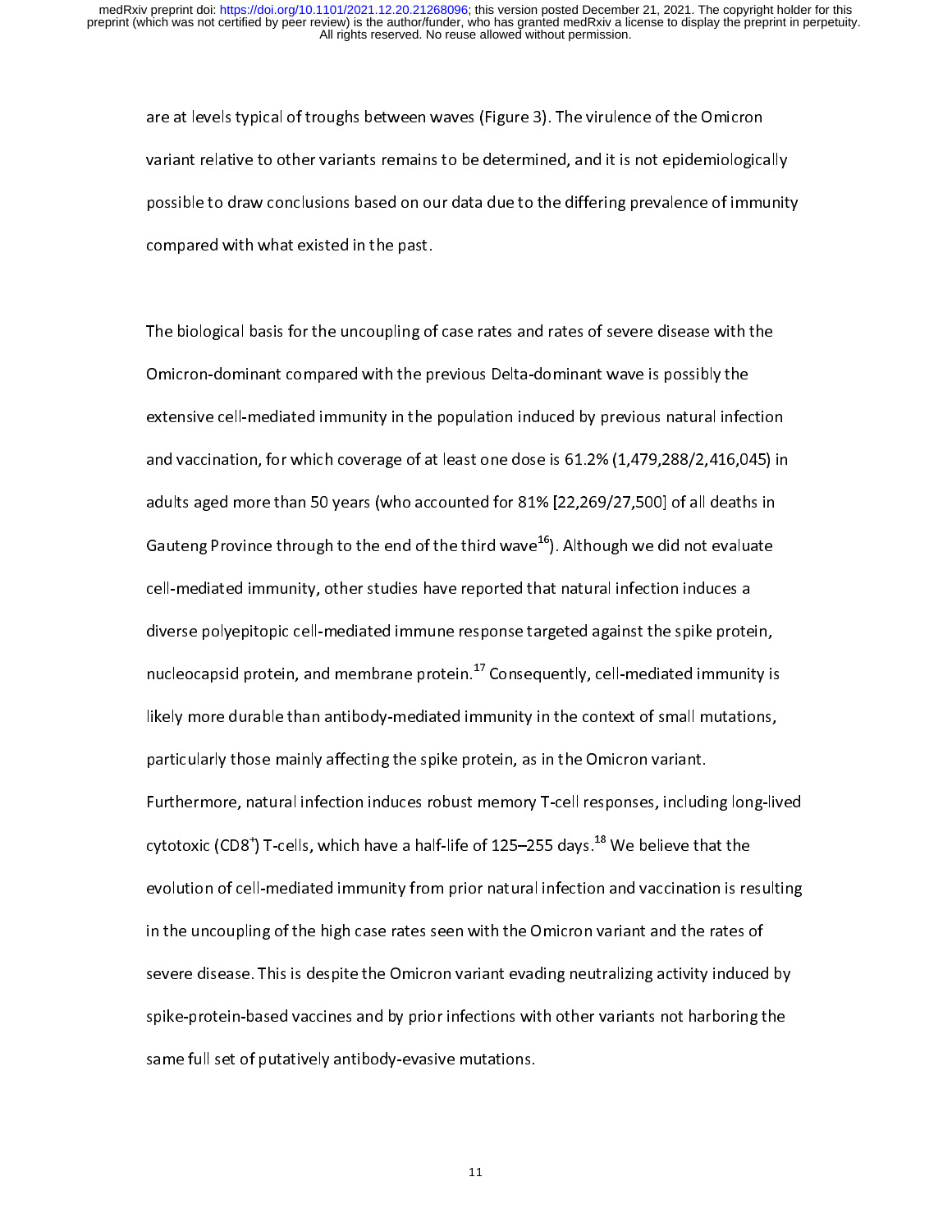are at levels typical of troughs between waves (Figure 3). The virulence of the Omicron variant relative to other variants remains to be determined, and it is not epidemiologically possible to draw conclusions based on our data due to the differing prevalence of immunity compared with what existed in the past.

The biological basis for the uncoupling of case rates and rates of severe disease with the Omicron-dominant compared with the previous Delta-dominant wave is possibly the extensive cell-mediated immunity in the population induced by previous natural infection and vaccination, for which coverage of at least one dose is 61.2% (1,479,288/2,416,045) in adults aged more than 50 years (who accounted for 81% [22,269/27,500] of all deaths in Gauteng Province through to the end of the third wave[16]). Although we did not evaluate cell-mediated immunity, other studies have reported that natural infection induces a diverse polyepitopic cell-mediated immune response targeted against the spike protein, nucleocapsid protein, and membrane protein.[17] Consequently, cell-mediated immunity is likely more durable than antibody-mediated immunity in the context of small mutations, particularly those mainly affecting the spike protein, as in the Omicron variant. Furthermore, natural infection induces robust memory T-cell responses, including long-lived cytotoxic ($CD8^+$) T-cells, which have a half-life of 125–255 days.[18] We believe that the evolution of cell-mediated immunity from prior natural infection and vaccination is resulting in the uncoupling of the high case rates seen with the Omicron variant and the rates of severe disease. This is despite the Omicron variant evading neutralizing activity induced by spike-protein-based vaccines and by prior infections with other variants not harboring the same full set of putatively antibody-evasive mutations.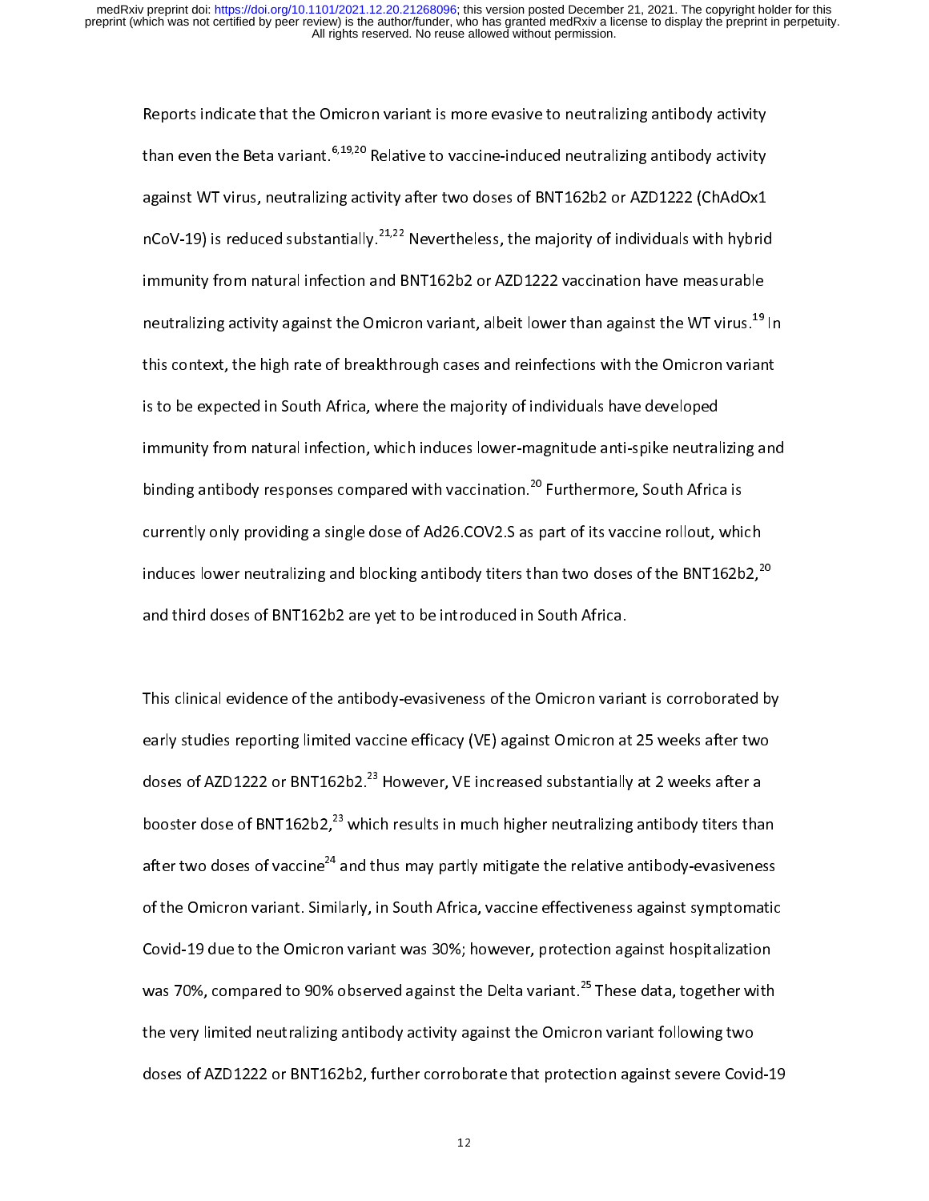Reports indicate that the Omicron variant is more evasive to neutralizing antibody activity than even the Beta variant.[6,19,20] Relative to vaccine-induced neutralizing antibody activity against WT virus, neutralizing activity after two doses of BNT162b2 or AZD1222 (ChAdOx1 nCoV-19) is reduced substantially.[21,22] Nevertheless, the majority of individuals with hybrid immunity from natural infection and BNT162b2 or AZD1222 vaccination have measurable neutralizing activity against the Omicron variant, albeit lower than against the WT virus.[19] In this context, the high rate of breakthrough cases and reinfections with the Omicron variant is to be expected in South Africa, where the majority of individuals have developed immunity from natural infection, which induces lower-magnitude anti-spike neutralizing and binding antibody responses compared with vaccination.[20] Furthermore, South Africa is currently only providing a single dose of Ad26.COV2.S as part of its vaccine rollout, which induces lower neutralizing and blocking antibody titers than two doses of the BNT162b2,[20] and third doses of BNT162b2 are yet to be introduced in South Africa.

This clinical evidence of the antibody-evasiveness of the Omicron variant is corroborated by early studies reporting limited vaccine efficacy (VE) against Omicron at 25 weeks after two doses of AZD1222 or BNT162b2.[23] However, VE increased substantially at 2 weeks after a booster dose of BNT162b2,[23] which results in much higher neutralizing antibody titers than after two doses of vaccine[24] and thus may partly mitigate the relative antibody-evasiveness of the Omicron variant. Similarly, in South Africa, vaccine effectiveness against symptomatic Covid-19 due to the Omicron variant was 30%; however, protection against hospitalization was 70%, compared to 90% observed against the Delta variant.[25] These data, together with the very limited neutralizing antibody activity against the Omicron variant following two doses of AZD1222 or BNT162b2, further corroborate that protection against severe Covid-19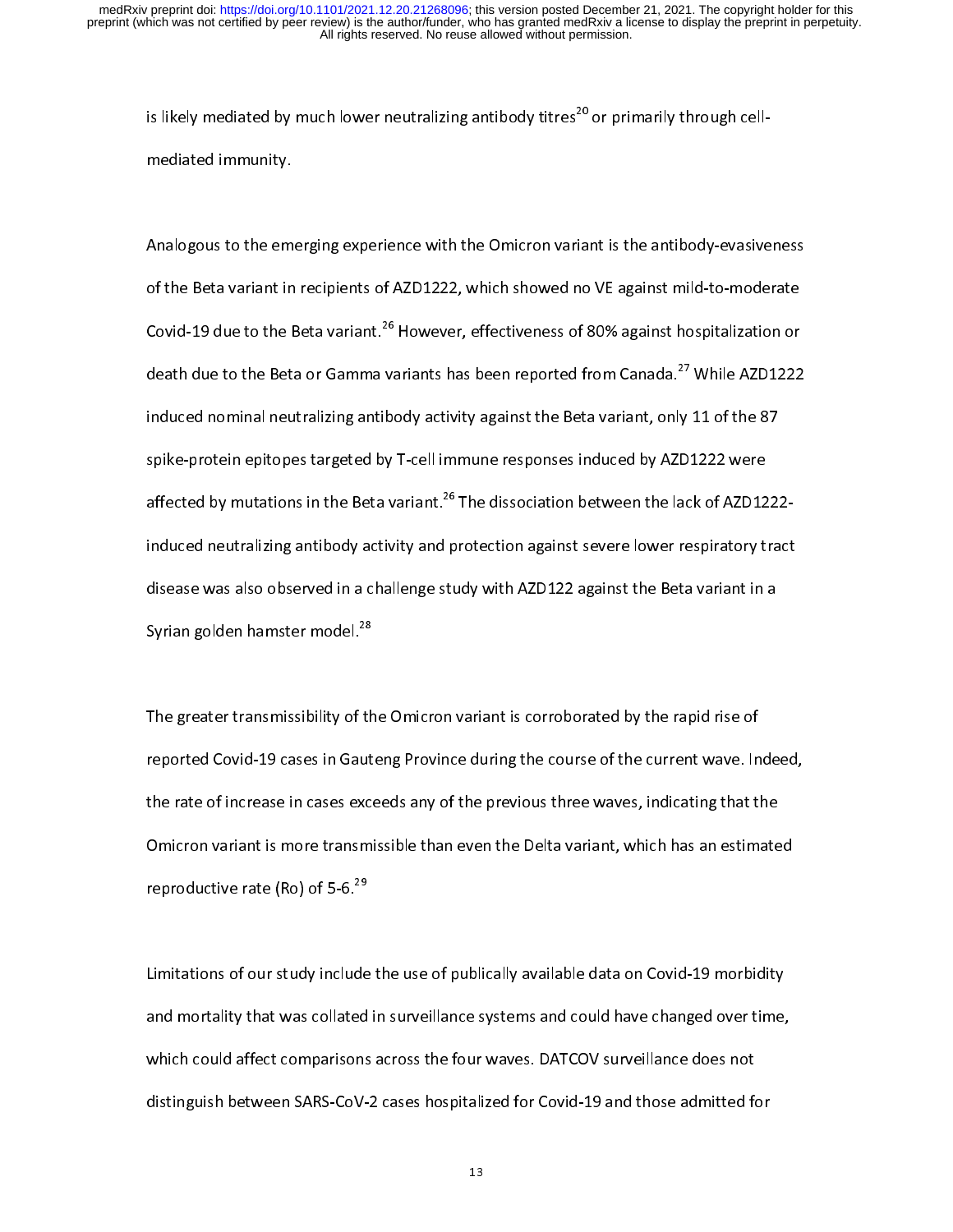is likely mediated by much lower neutralizing antibody titres[20] or primarily through cell-mediated immunity.

Analogous to the emerging experience with the Omicron variant is the antibody-evasiveness of the Beta variant in recipients of AZD1222, which showed no VE against mild-to-moderate Covid-19 due to the Beta variant.[26] However, effectiveness of 80% against hospitalization or death due to the Beta or Gamma variants has been reported from Canada.[27] While AZD1222 induced nominal neutralizing antibody activity against the Beta variant, only 11 of the 87 spike-protein epitopes targeted by T-cell immune responses induced by AZD1222 were affected by mutations in the Beta variant.[26] The dissociation between the lack of AZD1222-induced neutralizing antibody activity and protection against severe lower respiratory tract disease was also observed in a challenge study with AZD122 against the Beta variant in a Syrian golden hamster model.[28]

The greater transmissibility of the Omicron variant is corroborated by the rapid rise of reported Covid-19 cases in Gauteng Province during the course of the current wave. Indeed, the rate of increase in cases exceeds any of the previous three waves, indicating that the Omicron variant is more transmissible than even the Delta variant, which has an estimated reproductive rate (Ro) of 5-6.[29]

Limitations of our study include the use of publically available data on Covid-19 morbidity and mortality that was collated in surveillance systems and could have changed over time, which could affect comparisons across the four waves. DATCOV surveillance does not distinguish between SARS-CoV-2 cases hospitalized for Covid-19 and those admitted for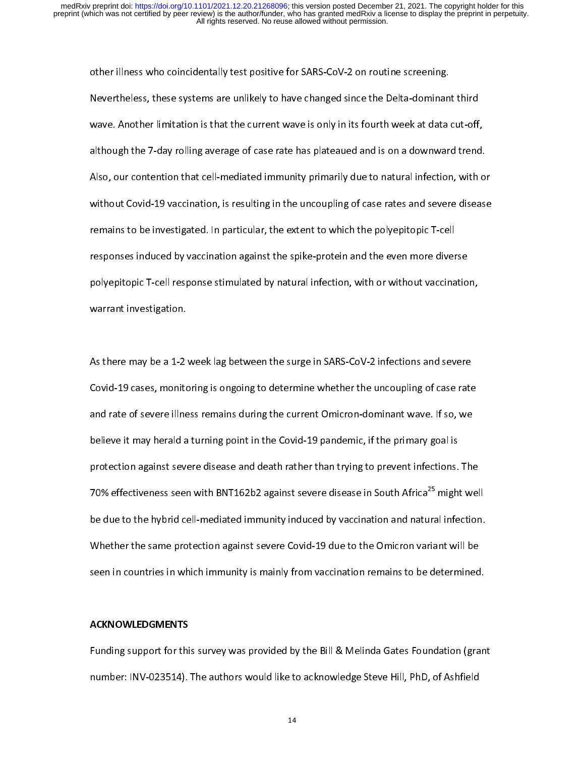other illness who coincidentally test positive for SARS-CoV-2 on routine screening. Nevertheless, these systems are unlikely to have changed since the Delta-dominant third wave. Another limitation is that the current wave is only in its fourth week at data cut-off, although the 7-day rolling average of case rate has plateaued and is on a downward trend. Also, our contention that cell-mediated immunity primarily due to natural infection, with or without Covid-19 vaccination, is resulting in the uncoupling of case rates and severe disease remains to be investigated. In particular, the extent to which the polyepitopic T-cell responses induced by vaccination against the spike-protein and the even more diverse polyepitopic T-cell response stimulated by natural infection, with or without vaccination, warrant investigation.

As there may be a 1-2 week lag between the surge in SARS-CoV-2 infections and severe Covid-19 cases, monitoring is ongoing to determine whether the uncoupling of case rate and rate of severe illness remains during the current Omicron-dominant wave. If so, we believe it may herald a turning point in the Covid-19 pandemic, if the primary goal is protection against severe disease and death rather than trying to prevent infections. The 70% effectiveness seen with BNT162b2 against severe disease in South Africa[25] might well be due to the hybrid cell-mediated immunity induced by vaccination and natural infection. Whether the same protection against severe Covid-19 due to the Omicron variant will be seen in countries in which immunity is mainly from vaccination remains to be determined.

## ACKNOWLEDGMENTS

Funding support for this survey was provided by the Bill & Melinda Gates Foundation (grant number: INV-023514). The authors would like to acknowledge Steve Hill, PhD, of Ashfield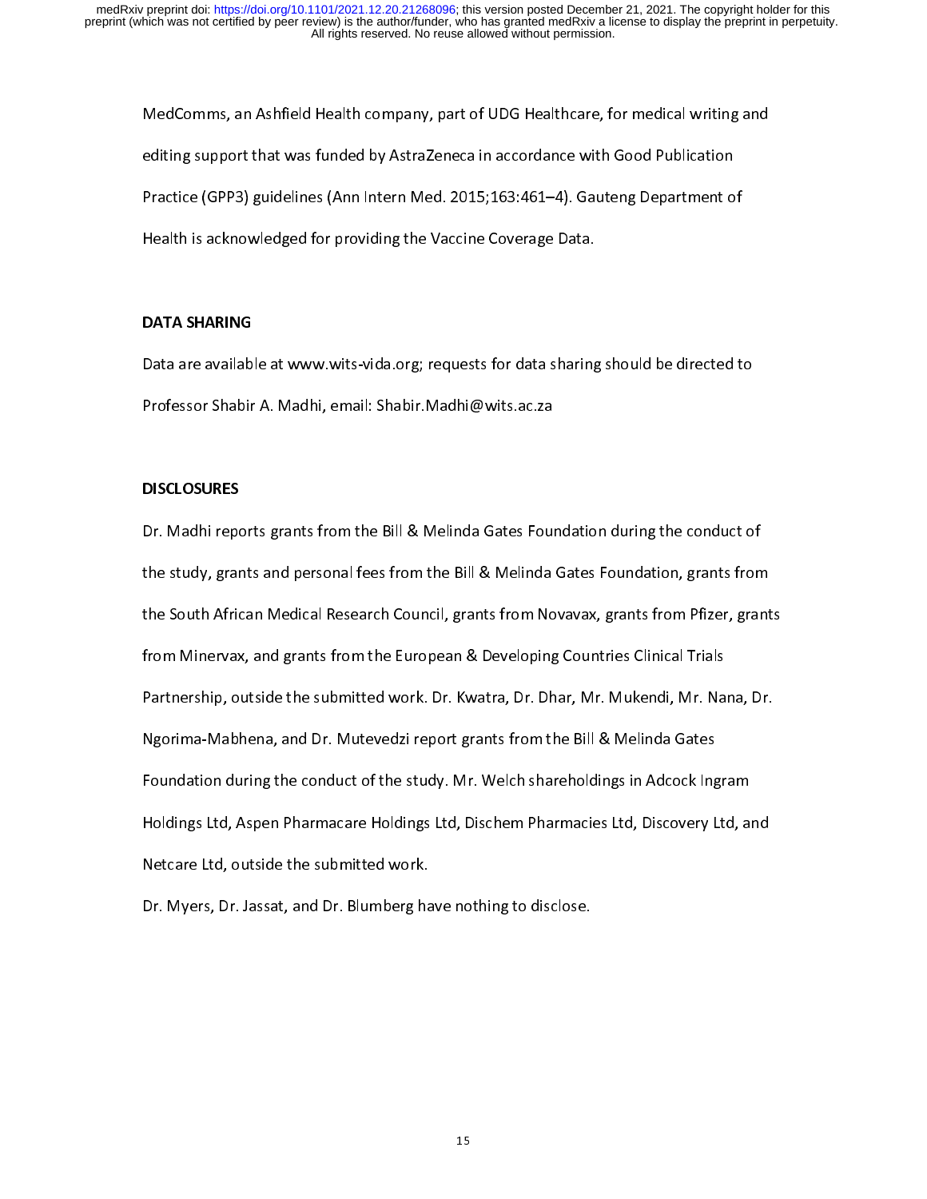MedComms, an Ashfield Health company, part of UDG Healthcare, for medical writing and editing support that was funded by AstraZeneca in accordance with Good Publication Practice (GPP3) guidelines (Ann Intern Med. 2015;163:461–4). Gauteng Department of Health is acknowledged for providing the Vaccine Coverage Data.

**DATA SHARING**

Data are available at www.wits-vida.org; requests for data sharing should be directed to Professor Shabir A. Madhi, email: Shabir.Madhi@wits.ac.za

**DISCLOSURES**

Dr. Madhi reports grants from the Bill & Melinda Gates Foundation during the conduct of the study, grants and personal fees from the Bill & Melinda Gates Foundation, grants from the South African Medical Research Council, grants from Novavax, grants from Pfizer, grants from Minervax, and grants from the European & Developing Countries Clinical Trials Partnership, outside the submitted work. Dr. Kwatra, Dr. Dhar, Mr. Mukendi, Mr. Nana, Dr. Ngorima-Mabhena, and Dr. Mutevedzi report grants from the Bill & Melinda Gates Foundation during the conduct of the study. Mr. Welch shareholdings in Adcock Ingram Holdings Ltd, Aspen Pharmacare Holdings Ltd, Dischem Pharmacies Ltd, Discovery Ltd, and Netcare Ltd, outside the submitted work.

Dr. Myers, Dr. Jassat, and Dr. Blumberg have nothing to disclose.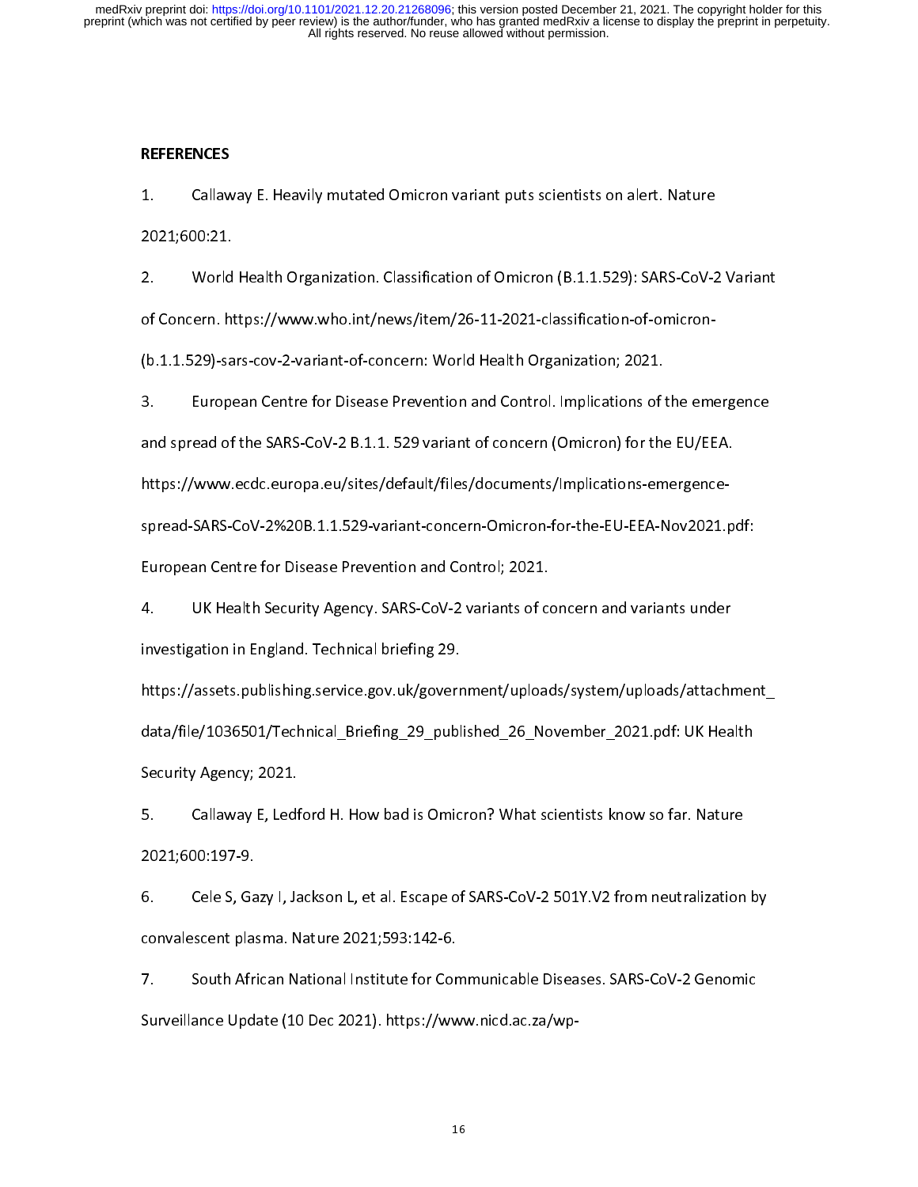**REFERENCES**

1. Callaway E. Heavily mutated Omicron variant puts scientists on alert. Nature 2021;600:21.

2. World Health Organization. Classification of Omicron (B.1.1.529): SARS-CoV-2 Variant of Concern. https://www.who.int/news/item/26-11-2021-classification-of-omicron-(b.1.1.529)-sars-cov-2-variant-of-concern: World Health Organization; 2021.

3. European Centre for Disease Prevention and Control. Implications of the emergence and spread of the SARS-CoV-2 B.1.1. 529 variant of concern (Omicron) for the EU/EEA. https://www.ecdc.europa.eu/sites/default/files/documents/Implications-emergence-spread-SARS-CoV-2%20B.1.1.529-variant-concern-Omicron-for-the-EU-EEA-Nov2021.pdf: European Centre for Disease Prevention and Control; 2021.

4. UK Health Security Agency. SARS-CoV-2 variants of concern and variants under investigation in England. Technical briefing 29. https://assets.publishing.service.gov.uk/government/uploads/system/uploads/attachment_data/file/1036501/Technical_Briefing_29_published_26_November_2021.pdf: UK Health Security Agency; 2021.

5. Callaway E, Ledford H. How bad is Omicron? What scientists know so far. Nature 2021;600:197-9.

6. Cele S, Gazy I, Jackson L, et al. Escape of SARS-CoV-2 501Y.V2 from neutralization by convalescent plasma. Nature 2021;593:142-6.

7. South African National Institute for Communicable Diseases. SARS-CoV-2 Genomic Surveillance Update (10 Dec 2021). https://www.nicd.ac.za/wp-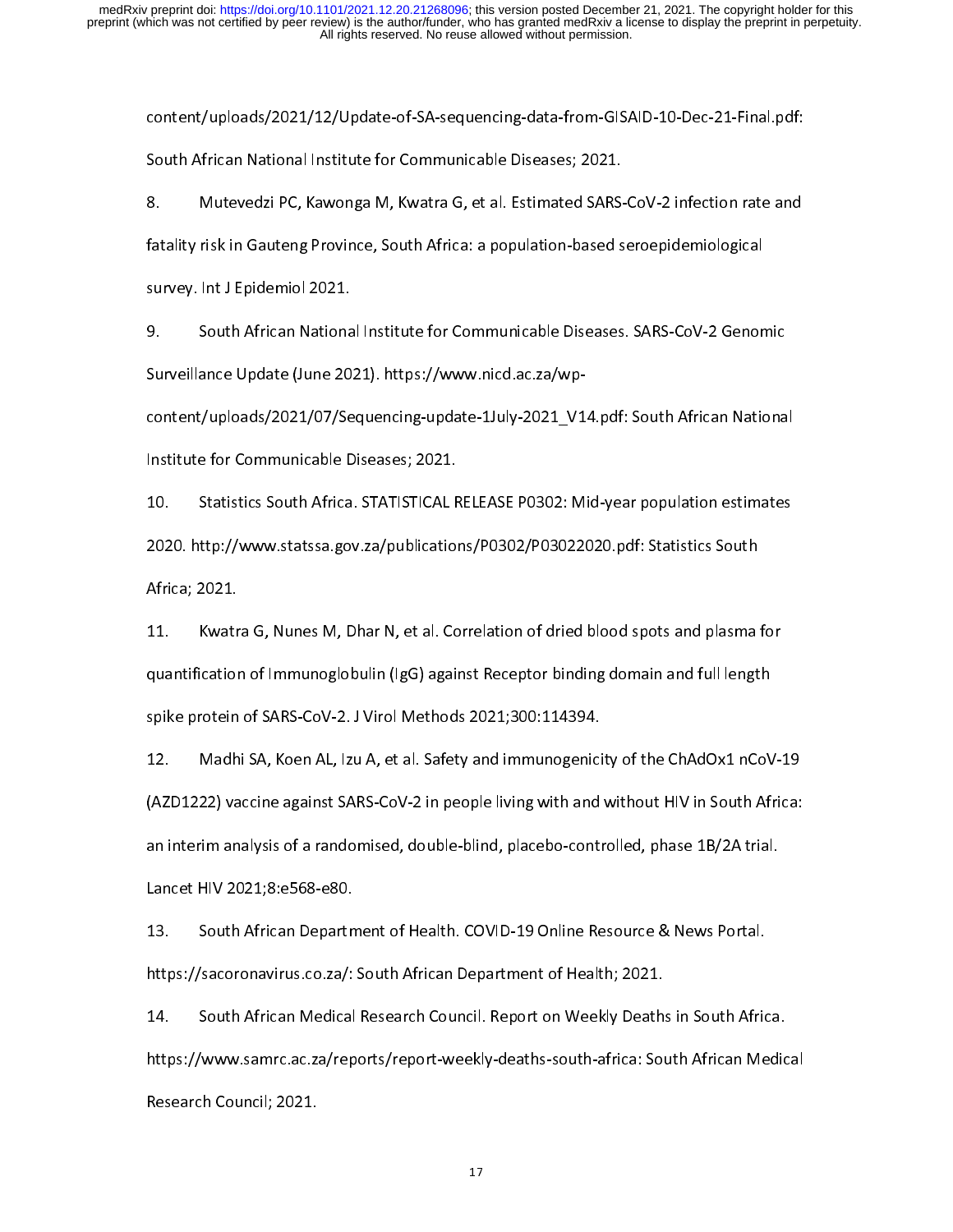content/uploads/2021/12/Update-of-SA-sequencing-data-from-GISAID-10-Dec-21-Final.pdf: South African National Institute for Communicable Diseases; 2021.

8. Mutevedzi PC, Kawonga M, Kwatra G, et al. Estimated SARS-CoV-2 infection rate and fatality risk in Gauteng Province, South Africa: a population-based seroepidemiological survey. Int J Epidemiol 2021.

9. South African National Institute for Communicable Diseases. SARS-CoV-2 Genomic Surveillance Update (June 2021). https://www.nicd.ac.za/wp-content/uploads/2021/07/Sequencing-update-1July-2021_V14.pdf: South African National Institute for Communicable Diseases; 2021.

10. Statistics South Africa. STATISTICAL RELEASE P0302: Mid-year population estimates 2020. http://www.statssa.gov.za/publications/P0302/P03022020.pdf: Statistics South Africa; 2021.

11. Kwatra G, Nunes M, Dhar N, et al. Correlation of dried blood spots and plasma for quantification of Immunoglobulin (IgG) against Receptor binding domain and full length spike protein of SARS-CoV-2. J Virol Methods 2021;300:114394.

12. Madhi SA, Koen AL, Izu A, et al. Safety and immunogenicity of the ChAdOx1 nCoV-19 (AZD1222) vaccine against SARS-CoV-2 in people living with and without HIV in South Africa: an interim analysis of a randomised, double-blind, placebo-controlled, phase 1B/2A trial. Lancet HIV 2021;8:e568-e80.

13. South African Department of Health. COVID-19 Online Resource & News Portal. https://sacoronavirus.co.za/: South African Department of Health; 2021.

14. South African Medical Research Council. Report on Weekly Deaths in South Africa. https://www.samrc.ac.za/reports/report-weekly-deaths-south-africa: South African Medical Research Council; 2021.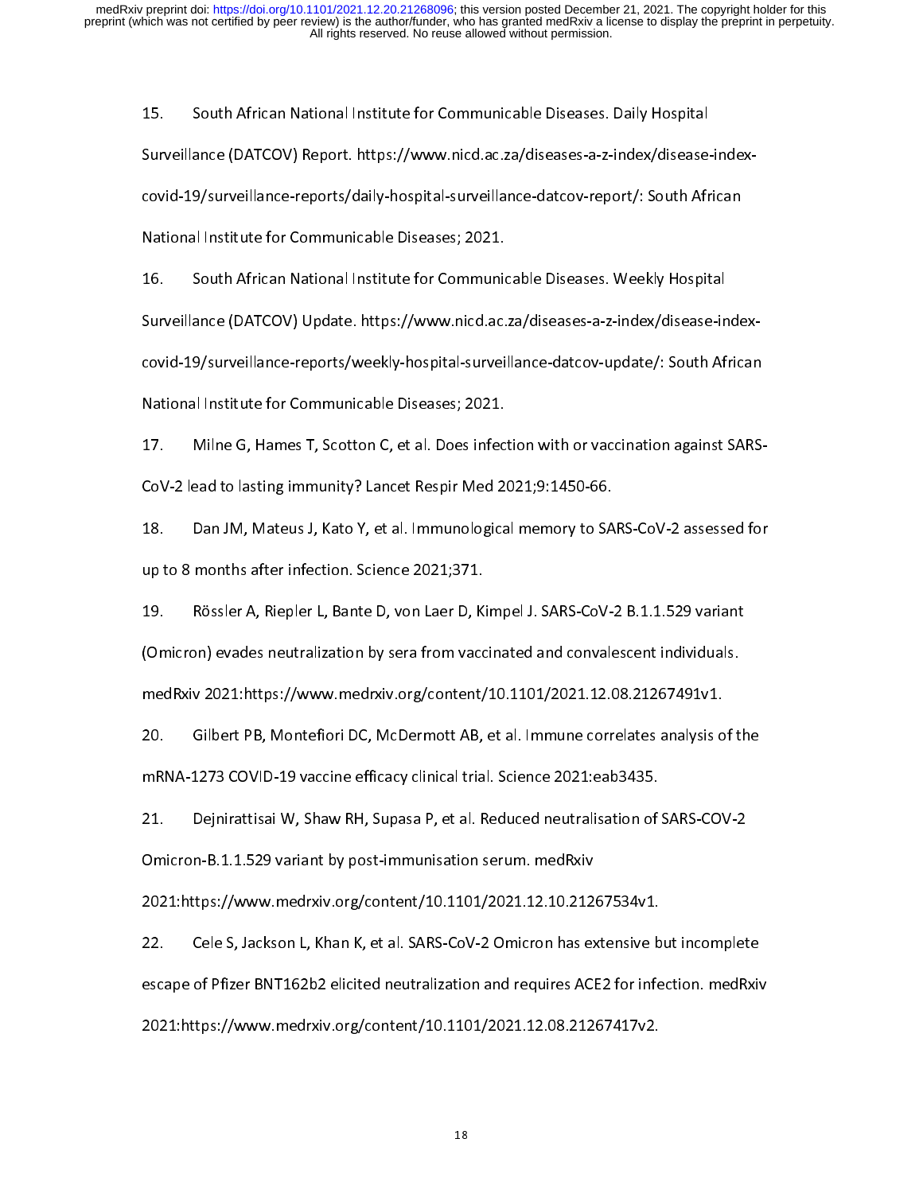15. South African National Institute for Communicable Diseases. Daily Hospital Surveillance (DATCOV) Report. https://www.nicd.ac.za/diseases-a-z-index/disease-index-covid-19/surveillance-reports/daily-hospital-surveillance-datcov-report/: South African National Institute for Communicable Diseases; 2021.

16. South African National Institute for Communicable Diseases. Weekly Hospital Surveillance (DATCOV) Update. https://www.nicd.ac.za/diseases-a-z-index/disease-index-covid-19/surveillance-reports/weekly-hospital-surveillance-datcov-update/: South African National Institute for Communicable Diseases; 2021.

17. Milne G, Hames T, Scotton C, et al. Does infection with or vaccination against SARS-CoV-2 lead to lasting immunity? Lancet Respir Med 2021;9:1450-66.

18. Dan JM, Mateus J, Kato Y, et al. Immunological memory to SARS-CoV-2 assessed for up to 8 months after infection. Science 2021;371.

19. Rössler A, Riepler L, Bante D, von Laer D, Kimpel J. SARS-CoV-2 B.1.1.529 variant (Omicron) evades neutralization by sera from vaccinated and convalescent individuals. medRxiv 2021:https://www.medrxiv.org/content/10.1101/2021.12.08.21267491v1.

20. Gilbert PB, Montefiori DC, McDermott AB, et al. Immune correlates analysis of the mRNA-1273 COVID-19 vaccine efficacy clinical trial. Science 2021:eab3435.

21. Dejnirattisai W, Shaw RH, Supasa P, et al. Reduced neutralisation of SARS-COV-2 Omicron-B.1.1.529 variant by post-immunisation serum. medRxiv 2021:https://www.medrxiv.org/content/10.1101/2021.12.10.21267534v1.

22. Cele S, Jackson L, Khan K, et al. SARS-CoV-2 Omicron has extensive but incomplete escape of Pfizer BNT162b2 elicited neutralization and requires ACE2 for infection. medRxiv 2021:https://www.medrxiv.org/content/10.1101/2021.12.08.21267417v2.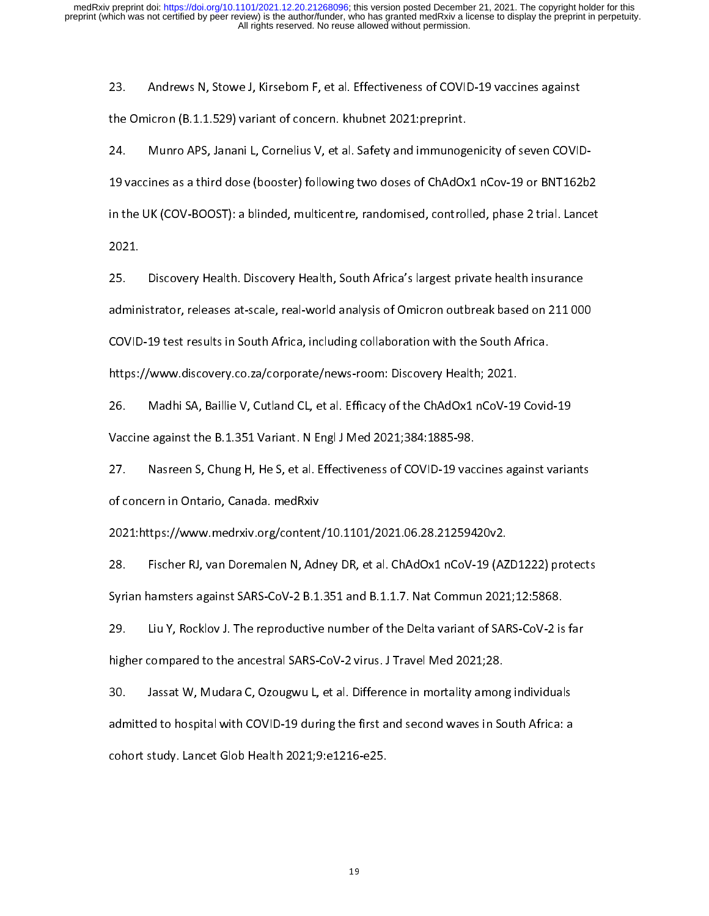23. Andrews N, Stowe J, Kirsebom F, et al. Effectiveness of COVID-19 vaccines against the Omicron (B.1.1.529) variant of concern. khubnet 2021:preprint.

24. Munro APS, Janani L, Cornelius V, et al. Safety and immunogenicity of seven COVID-19 vaccines as a third dose (booster) following two doses of ChAdOx1 nCov-19 or BNT162b2 in the UK (COV-BOOST): a blinded, multicentre, randomised, controlled, phase 2 trial. Lancet 2021.

25. Discovery Health. Discovery Health, South Africa's largest private health insurance administrator, releases at-scale, real-world analysis of Omicron outbreak based on 211 000 COVID-19 test results in South Africa, including collaboration with the South Africa. https://www.discovery.co.za/corporate/news-room: Discovery Health; 2021.

26. Madhi SA, Baillie V, Cutland CL, et al. Efficacy of the ChAdOx1 nCoV-19 Covid-19 Vaccine against the B.1.351 Variant. N Engl J Med 2021;384:1885-98.

27. Nasreen S, Chung H, He S, et al. Effectiveness of COVID-19 vaccines against variants of concern in Ontario, Canada. medRxiv 2021:https://www.medrxiv.org/content/10.1101/2021.06.28.21259420v2.

28. Fischer RJ, van Doremalen N, Adney DR, et al. ChAdOx1 nCoV-19 (AZD1222) protects Syrian hamsters against SARS-CoV-2 B.1.351 and B.1.1.7. Nat Commun 2021;12:5868.

29. Liu Y, Rocklov J. The reproductive number of the Delta variant of SARS-CoV-2 is far higher compared to the ancestral SARS-CoV-2 virus. J Travel Med 2021;28.

30. Jassat W, Mudara C, Ozougwu L, et al. Difference in mortality among individuals admitted to hospital with COVID-19 during the first and second waves in South Africa: a cohort study. Lancet Glob Health 2021;9:e1216-e25.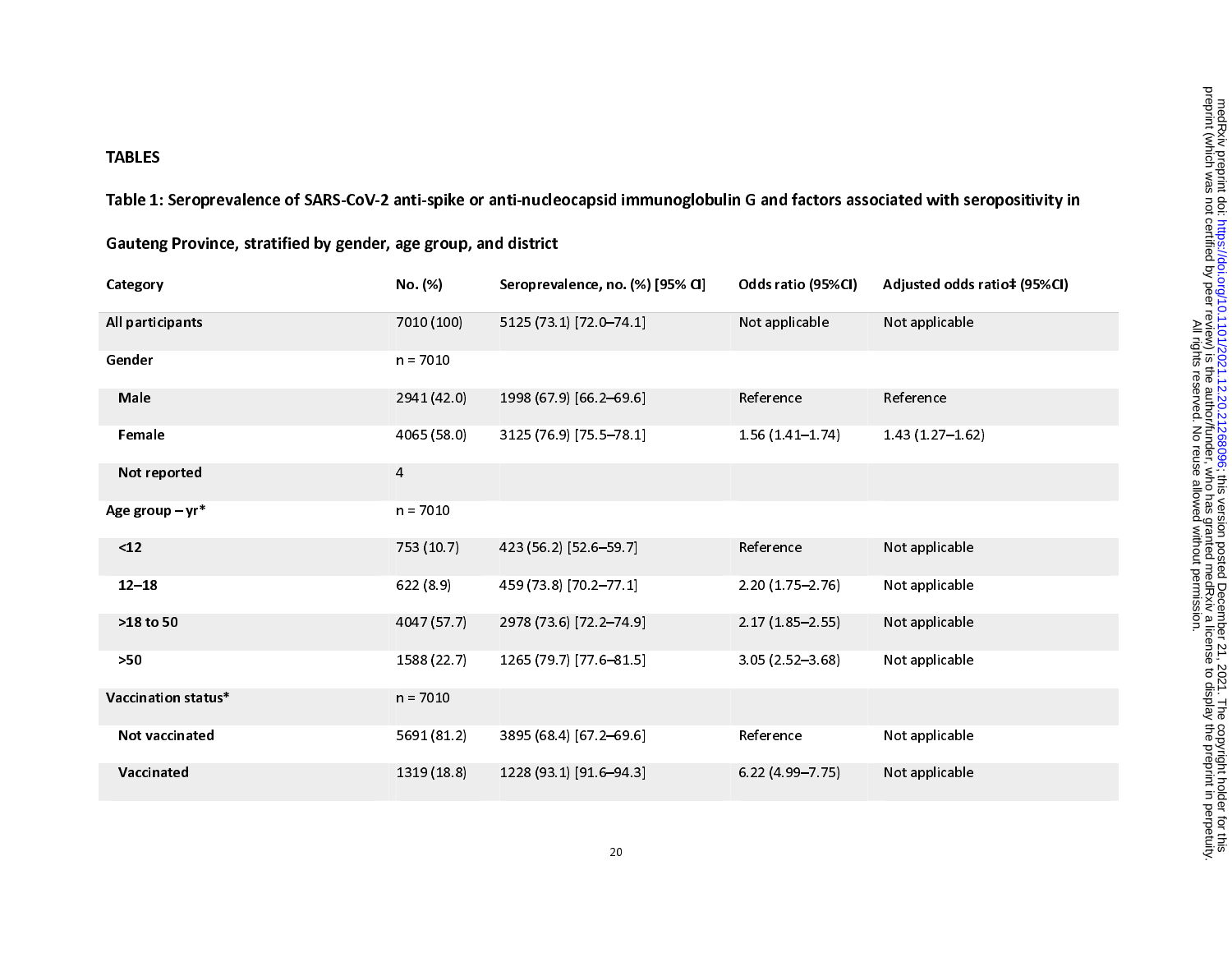# TABLES

**Table 1: Seroprevalence of SARS-CoV-2 anti-spike or anti-nucleocapsid immunoglobulin G and factors associated with seropositivity in Gauteng Province, stratified by gender, age group, and district**

| Category | No. (%) | Seroprevalence, no. (%) [95% CI] | Odds ratio (95%CI) | Adjusted odds ratio‡ (95%CI) |
|---|---|---|---|---|
| **All participants** | 7010 (100) | 5125 (73.1) [72.0–74.1] | Not applicable | Not applicable |
| **Gender** | n = 7010 | | | |
| **Male** | 2941 (42.0) | 1998 (67.9) [66.2–69.6] | Reference | Reference |
| **Female** | 4065 (58.0) | 3125 (76.9) [75.5–78.1] | 1.56 (1.41–1.74) | 1.43 (1.27–1.62) |
| **Not reported** | 4 | | | |
| **Age group – yr*** | n = 7010 | | | |
| **<12** | 753 (10.7) | 423 (56.2) [52.6–59.7] | Reference | Not applicable |
| **12–18** | 622 (8.9) | 459 (73.8) [70.2–77.1] | 2.20 (1.75–2.76) | Not applicable |
| **>18 to 50** | 4047 (57.7) | 2978 (73.6) [72.2–74.9] | 2.17 (1.85–2.55) | Not applicable |
| **>50** | 1588 (22.7) | 1265 (79.7) [77.6–81.5] | 3.05 (2.52–3.68) | Not applicable |
| **Vaccination status*** | n = 7010 | | | |
| **Not vaccinated** | 5691 (81.2) | 3895 (68.4) [67.2–69.6] | Reference | Not applicable |
| **Vaccinated** | 1319 (18.8) | 1228 (93.1) [91.6–94.3] | 6.22 (4.99–7.75) | Not applicable |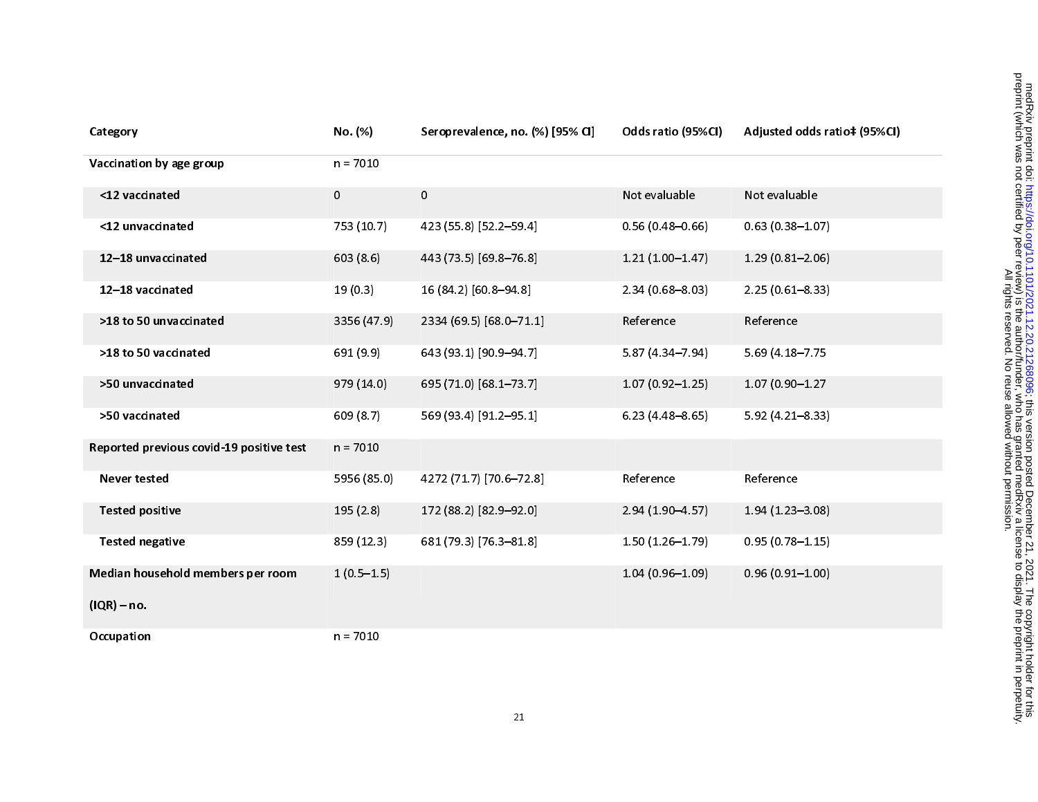| Category | No. (%) | Seroprevalence, no. (%) [95% CI] | Odds ratio (95%CI) | Adjusted odds ratio‡ (95%CI) |
|---|---|---|---|---|
| **Vaccination by age group** | n = 7010 | | | |
| **<12 vaccinated** | 0 | 0 | Not evaluable | Not evaluable |
| **<12 unvaccinated** | 753 (10.7) | 423 (55.8) [52.2–59.4] | 0.56 (0.48–0.66) | 0.63 (0.38–1.07) |
| **12–18 unvaccinated** | 603 (8.6) | 443 (73.5) [69.8–76.8] | 1.21 (1.00–1.47) | 1.29 (0.81–2.06) |
| **12–18 vaccinated** | 19 (0.3) | 16 (84.2) [60.8–94.8] | 2.34 (0.68–8.03) | 2.25 (0.61–8.33) |
| **>18 to 50 unvaccinated** | 3356 (47.9) | 2334 (69.5) [68.0–71.1] | Reference | Reference |
| **>18 to 50 vaccinated** | 691 (9.9) | 643 (93.1) [90.9–94.7] | 5.87 (4.34–7.94) | 5.69 (4.18–7.75 |
| **>50 unvaccinated** | 979 (14.0) | 695 (71.0) [68.1–73.7] | 1.07 (0.92–1.25) | 1.07 (0.90–1.27 |
| **>50 vaccinated** | 609 (8.7) | 569 (93.4) [91.2–95.1] | 6.23 (4.48–8.65) | 5.92 (4.21–8.33) |
| **Reported previous covid-19 positive test** | n = 7010 | | | |
| **Never tested** | 5956 (85.0) | 4272 (71.7) [70.6–72.8] | Reference | Reference |
| **Tested positive** | 195 (2.8) | 172 (88.2) [82.9–92.0] | 2.94 (1.90–4.57) | 1.94 (1.23–3.08) |
| **Tested negative** | 859 (12.3) | 681 (79.3) [76.3–81.8] | 1.50 (1.26–1.79) | 0.95 (0.78–1.15) |
| **Median household members per room (IQR) – no.** | 1 (0.5–1.5) | | 1.04 (0.96–1.09) | 0.96 (0.91–1.00) |
| **Occupation** | n = 7010 | | | |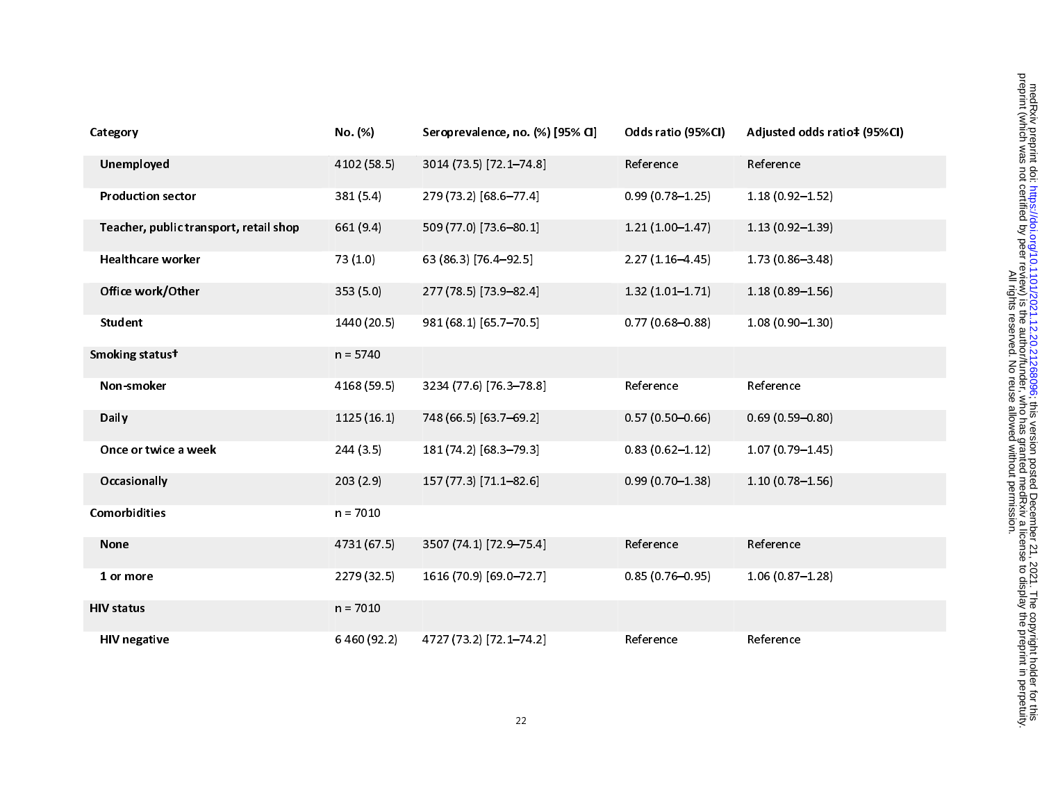| Category | No. (%) | Seroprevalence, no. (%) [95% CI] | Odds ratio (95%CI) | Adjusted odds ratio‡ (95%CI) |
|---|---|---|---|---|
| Unemployed | 4102 (58.5) | 3014 (73.5) [72.1–74.8] | Reference | Reference |
| Production sector | 381 (5.4) | 279 (73.2) [68.6–77.4] | 0.99 (0.78–1.25) | 1.18 (0.92–1.52) |
| Teacher, public transport, retail shop | 661 (9.4) | 509 (77.0) [73.6–80.1] | 1.21 (1.00–1.47) | 1.13 (0.92–1.39) |
| Healthcare worker | 73 (1.0) | 63 (86.3) [76.4–92.5] | 2.27 (1.16–4.45) | 1.73 (0.86–3.48) |
| Office work/Other | 353 (5.0) | 277 (78.5) [73.9–82.4] | 1.32 (1.01–1.71) | 1.18 (0.89–1.56) |
| Student | 1440 (20.5) | 981 (68.1) [65.7–70.5] | 0.77 (0.68–0.88) | 1.08 (0.90–1.30) |
| Smoking status† | n = 5740 | | | |
| Non-smoker | 4168 (59.5) | 3234 (77.6) [76.3–78.8] | Reference | Reference |
| Daily | 1125 (16.1) | 748 (66.5) [63.7–69.2] | 0.57 (0.50–0.66) | 0.69 (0.59–0.80) |
| Once or twice a week | 244 (3.5) | 181 (74.2) [68.3–79.3] | 0.83 (0.62–1.12) | 1.07 (0.79–1.45) |
| Occasionally | 203 (2.9) | 157 (77.3) [71.1–82.6] | 0.99 (0.70–1.38) | 1.10 (0.78–1.56) |
| Comorbidities | n = 7010 | | | |
| None | 4731 (67.5) | 3507 (74.1) [72.9–75.4] | Reference | Reference |
| 1 or more | 2279 (32.5) | 1616 (70.9) [69.0–72.7] | 0.85 (0.76–0.95) | 1.06 (0.87–1.28) |
| HIV status | n = 7010 | | | |
| HIV negative | 6 460 (92.2) | 4727 (73.2) [72.1–74.2] | Reference | Reference |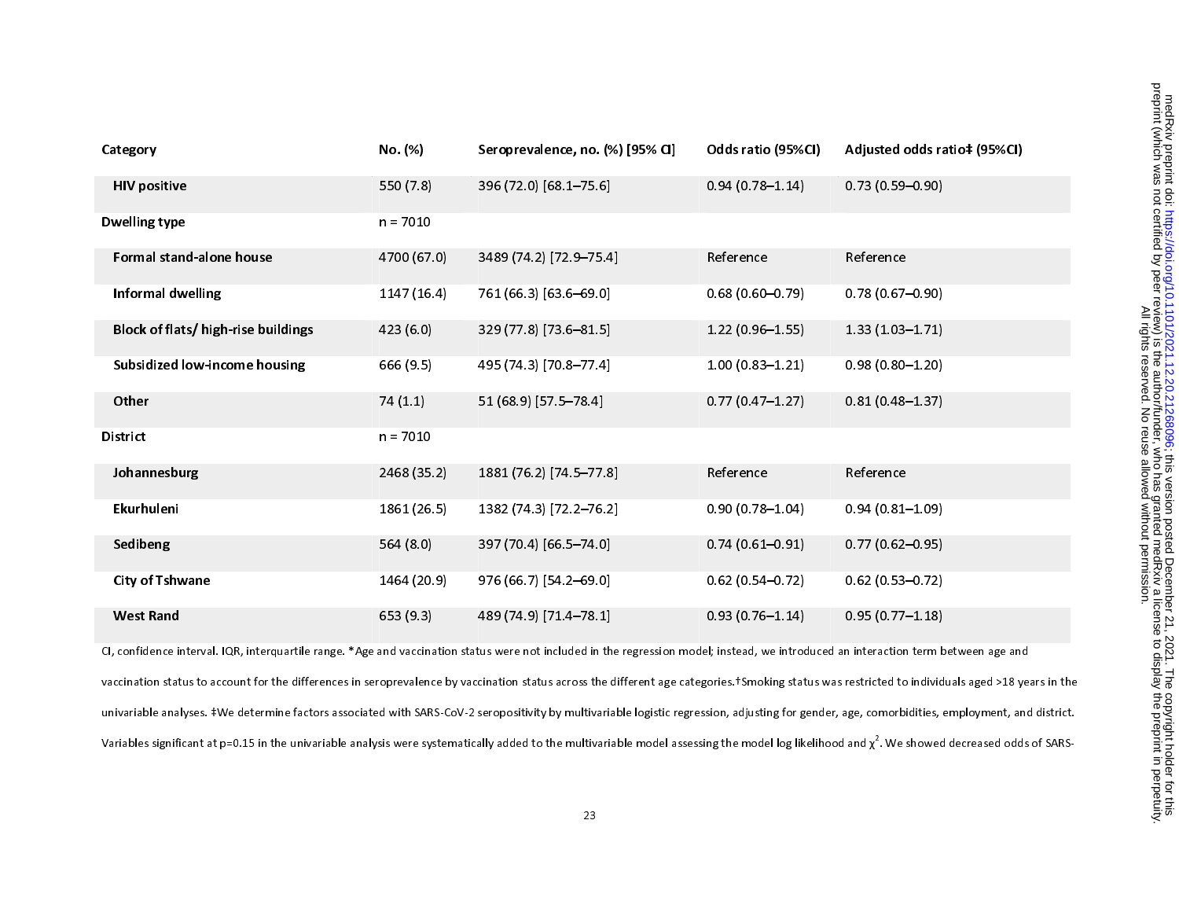| Category | No. (%) | Seroprevalence, no. (%) [95% CI] | Odds ratio (95%CI) | Adjusted odds ratio‡ (95%CI) |
|---|---|---|---|---|
| HIV positive | 550 (7.8) | 396 (72.0) [68.1–75.6] | 0.94 (0.78–1.14) | 0.73 (0.59–0.90) |
| **Dwelling type** | n = 7010 | | | |
| Formal stand-alone house | 4700 (67.0) | 3489 (74.2) [72.9–75.4] | Reference | Reference |
| Informal dwelling | 1147 (16.4) | 761 (66.3) [63.6–69.0] | 0.68 (0.60–0.79) | 0.78 (0.67–0.90) |
| Block of flats/ high-rise buildings | 423 (6.0) | 329 (77.8) [73.6–81.5] | 1.22 (0.96–1.55) | 1.33 (1.03–1.71) |
| Subsidized low-income housing | 666 (9.5) | 495 (74.3) [70.8–77.4] | 1.00 (0.83–1.21) | 0.98 (0.80–1.20) |
| Other | 74 (1.1) | 51 (68.9) [57.5–78.4] | 0.77 (0.47–1.27) | 0.81 (0.48–1.37) |
| **District** | n = 7010 | | | |
| Johannesburg | 2468 (35.2) | 1881 (76.2) [74.5–77.8] | Reference | Reference |
| Ekurhuleni | 1861 (26.5) | 1382 (74.3) [72.2–76.2] | 0.90 (0.78–1.04) | 0.94 (0.81–1.09) |
| Sedibeng | 564 (8.0) | 397 (70.4) [66.5–74.0] | 0.74 (0.61–0.91) | 0.77 (0.62–0.95) |
| City of Tshwane | 1464 (20.9) | 976 (66.7) [54.2–69.0] | 0.62 (0.54–0.72) | 0.62 (0.53–0.72) |
| West Rand | 653 (9.3) | 489 (74.9) [71.4–78.1] | 0.93 (0.76–1.14) | 0.95 (0.77–1.18) |

CI, confidence interval. IQR, interquartile range. *Age and vaccination status were not included in the regression model; instead, we introduced an interaction term between age and vaccination status to account for the differences in seroprevalence by vaccination status across the different age categories.†Smoking status was restricted to individuals aged >18 years in the univariable analyses. ‡We determine factors associated with SARS-CoV-2 seropositivity by multivariable logistic regression, adjusting for gender, age, comorbidities, employment, and district. Variables significant at p=0.15 in the univariable analysis were systematically added to the multivariable model assessing the model log likelihood and $\chi^2$. We showed decreased odds of SARS-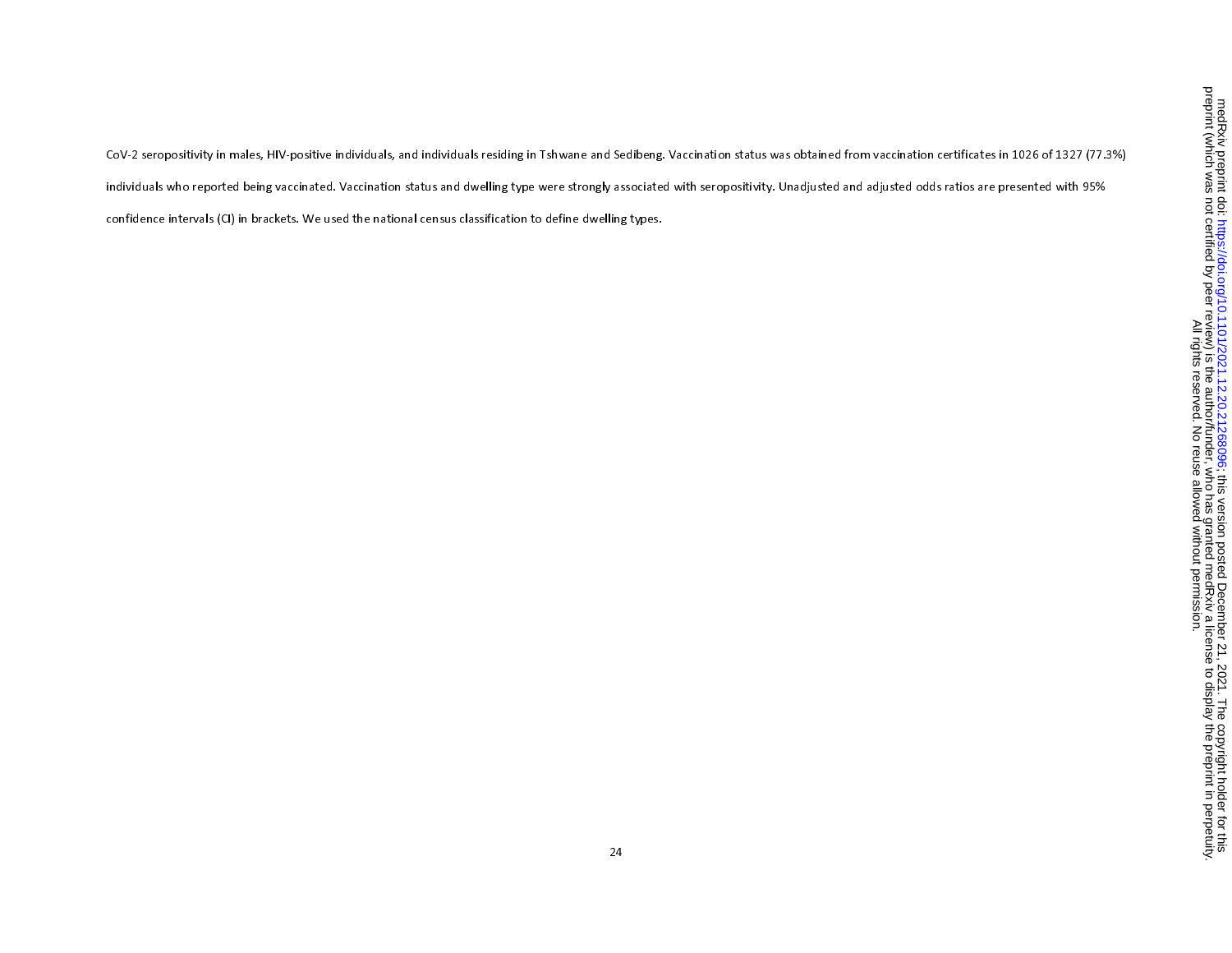CoV-2 seropositivity in males, HIV-positive individuals, and individuals residing in Tshwane and Sedibeng. Vaccination status was obtained from vaccination certificates in 1026 of 1327 (77.3%) individuals who reported being vaccinated. Vaccination status and dwelling type were strongly associated with seropositivity. Unadjusted and adjusted odds ratios are presented with 95% confidence intervals (CI) in brackets. We used the national census classification to define dwelling types.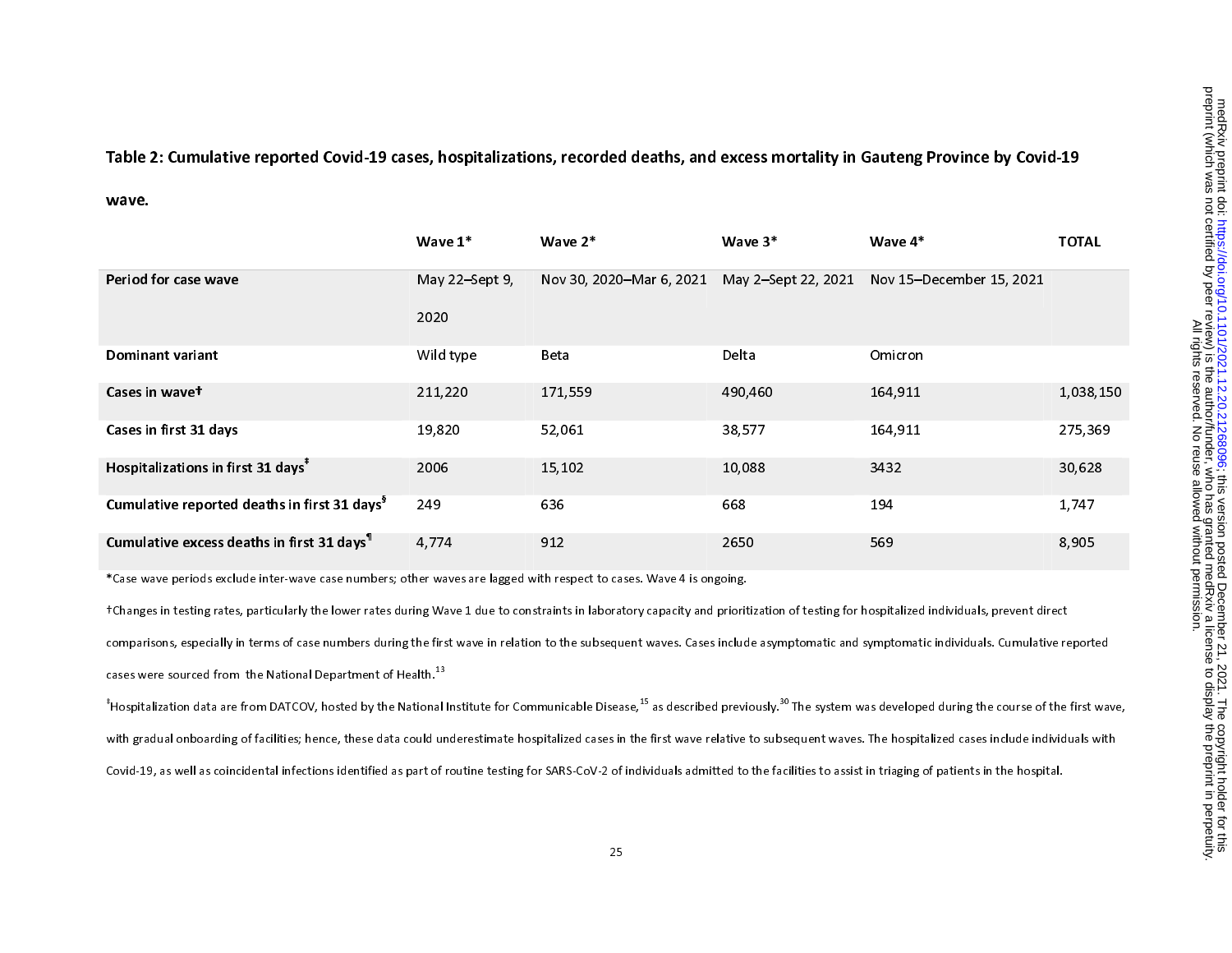**Table 2: Cumulative reported Covid-19 cases, hospitalizations, recorded deaths, and excess mortality in Gauteng Province by Covid-19 wave.**

| | Wave 1* | Wave 2* | Wave 3* | Wave 4* | TOTAL |
|---|---|---|---|---|---|
| **Period for case wave** | May 22–Sept 9, 2020 | Nov 30, 2020–Mar 6, 2021 | May 2–Sept 22, 2021 | Nov 15–December 15, 2021 | |
| **Dominant variant** | Wild type | Beta | Delta | Omicron | |
| **Cases in wave†** | 211,220 | 171,559 | 490,460 | 164,911 | 1,038,150 |
| **Cases in first 31 days** | 19,820 | 52,061 | 38,577 | 164,911 | 275,369 |
| **Hospitalizations in first 31 days‡** | 2006 | 15,102 | 10,088 | 3432 | 30,628 |
| **Cumulative reported deaths in first 31 days§** | 249 | 636 | 668 | 194 | 1,747 |
| **Cumulative excess deaths in first 31 days¶** | 4,774 | 912 | 2650 | 569 | 8,905 |

*Case wave periods exclude inter-wave case numbers; other waves are lagged with respect to cases. Wave 4 is ongoing.

†Changes in testing rates, particularly the lower rates during Wave 1 due to constraints in laboratory capacity and prioritization of testing for hospitalized individuals, prevent direct comparisons, especially in terms of case numbers during the first wave in relation to the subsequent waves. Cases include asymptomatic and symptomatic individuals. Cumulative reported cases were sourced from the National Department of Health.[13]

‡Hospitalization data are from DATCOV, hosted by the National Institute for Communicable Disease,[15] as described previously.[30] The system was developed during the course of the first wave, with gradual onboarding of facilities; hence, these data could underestimate hospitalized cases in the first wave relative to subsequent waves. The hospitalized cases include individuals with Covid-19, as well as coincidental infections identified as part of routine testing for SARS-CoV-2 of individuals admitted to the facilities to assist in triaging of patients in the hospital.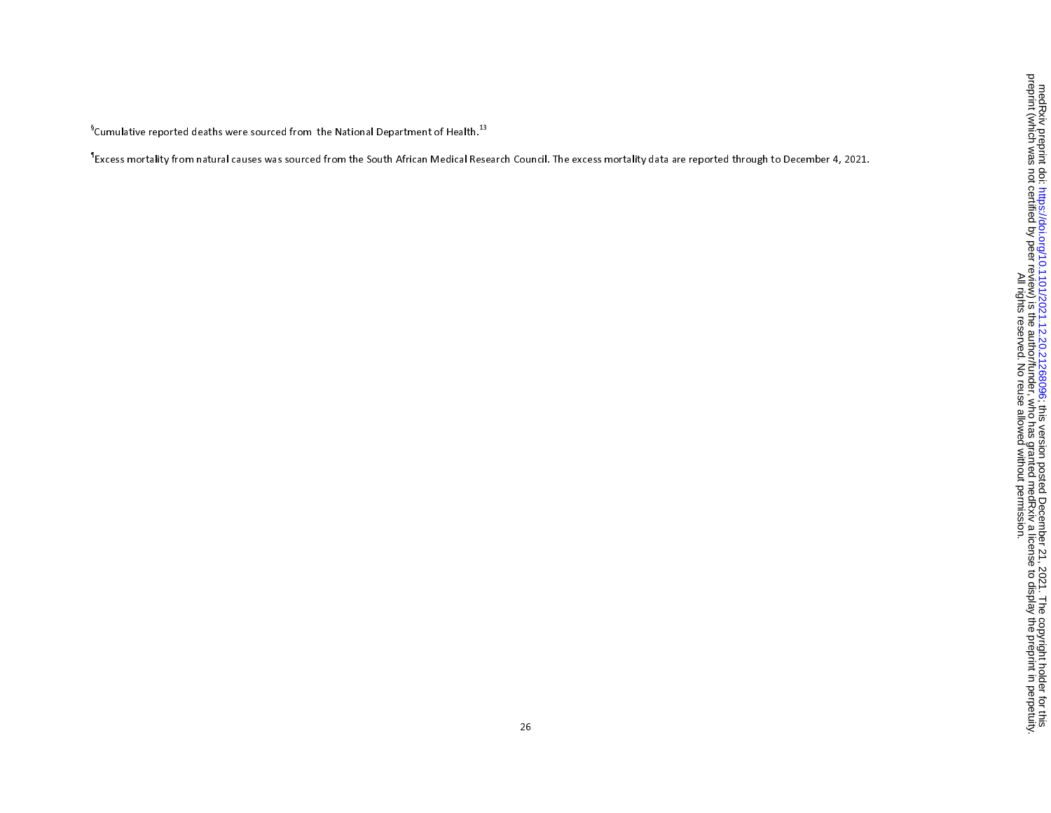§Cumulative reported deaths were sourced from the National Department of Health.[13]

¶Excess mortality from natural causes was sourced from the South African Medical Research Council. The excess mortality data are reported through to December 4, 2021.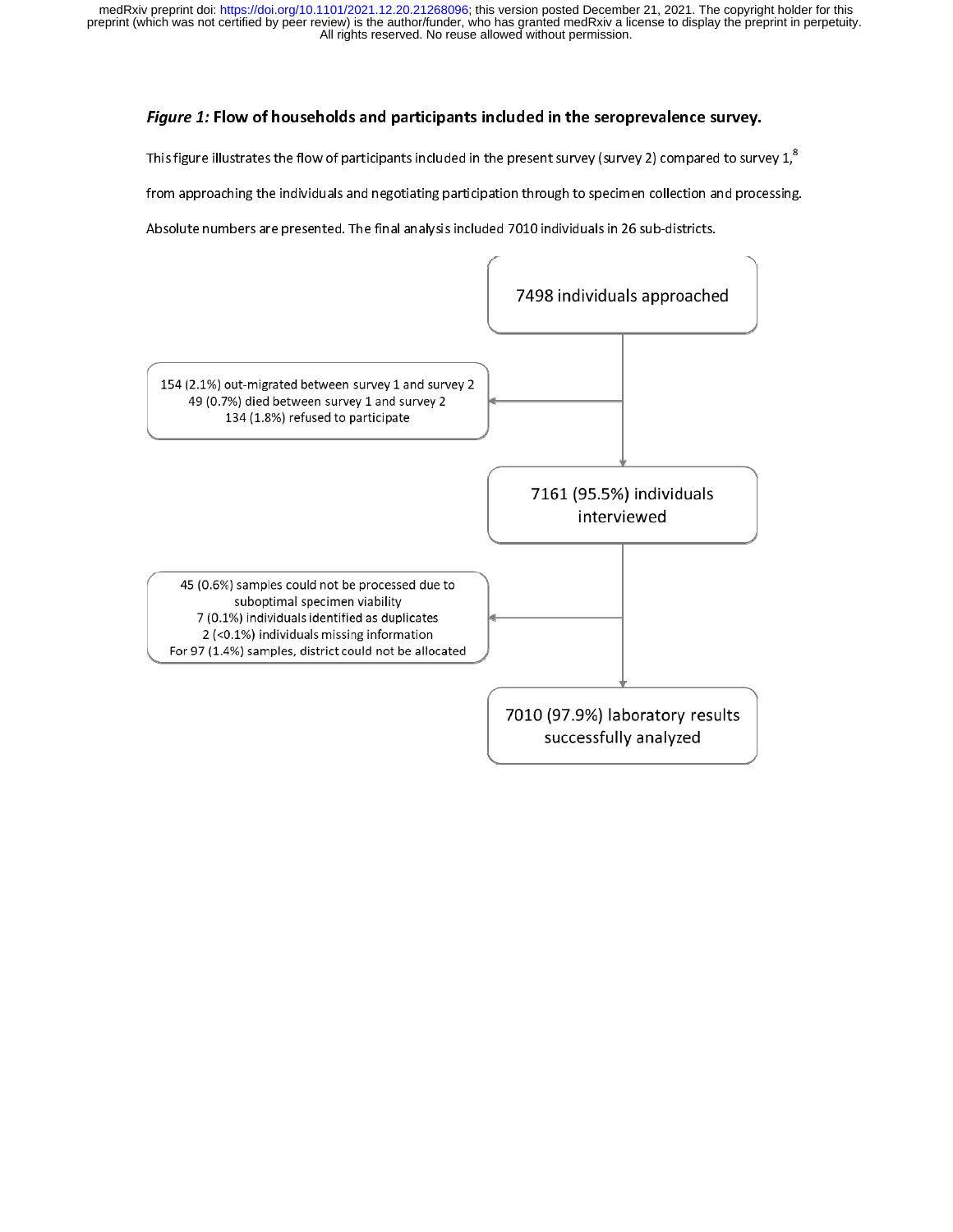***Figure 1:*** **Flow of households and participants included in the seroprevalence survey.**

This figure illustrates the flow of participants included in the present survey (survey 2) compared to survey 1,[8] from approaching the individuals and negotiating participation through to specimen collection and processing. Absolute numbers are presented. The final analysis included 7010 individuals in 26 sub-districts.

7498 individuals approached

154 (2.1%) out-migrated between survey 1 and survey 2
49 (0.7%) died between survey 1 and survey 2
134 (1.8%) refused to participate

7161 (95.5%) individuals interviewed

45 (0.6%) samples could not be processed due to suboptimal specimen viability
7 (0.1%) individuals identified as duplicates
2 (<0.1%) individuals missing information
For 97 (1.4%) samples, district could not be allocated

7010 (97.9%) laboratory results successfully analyzed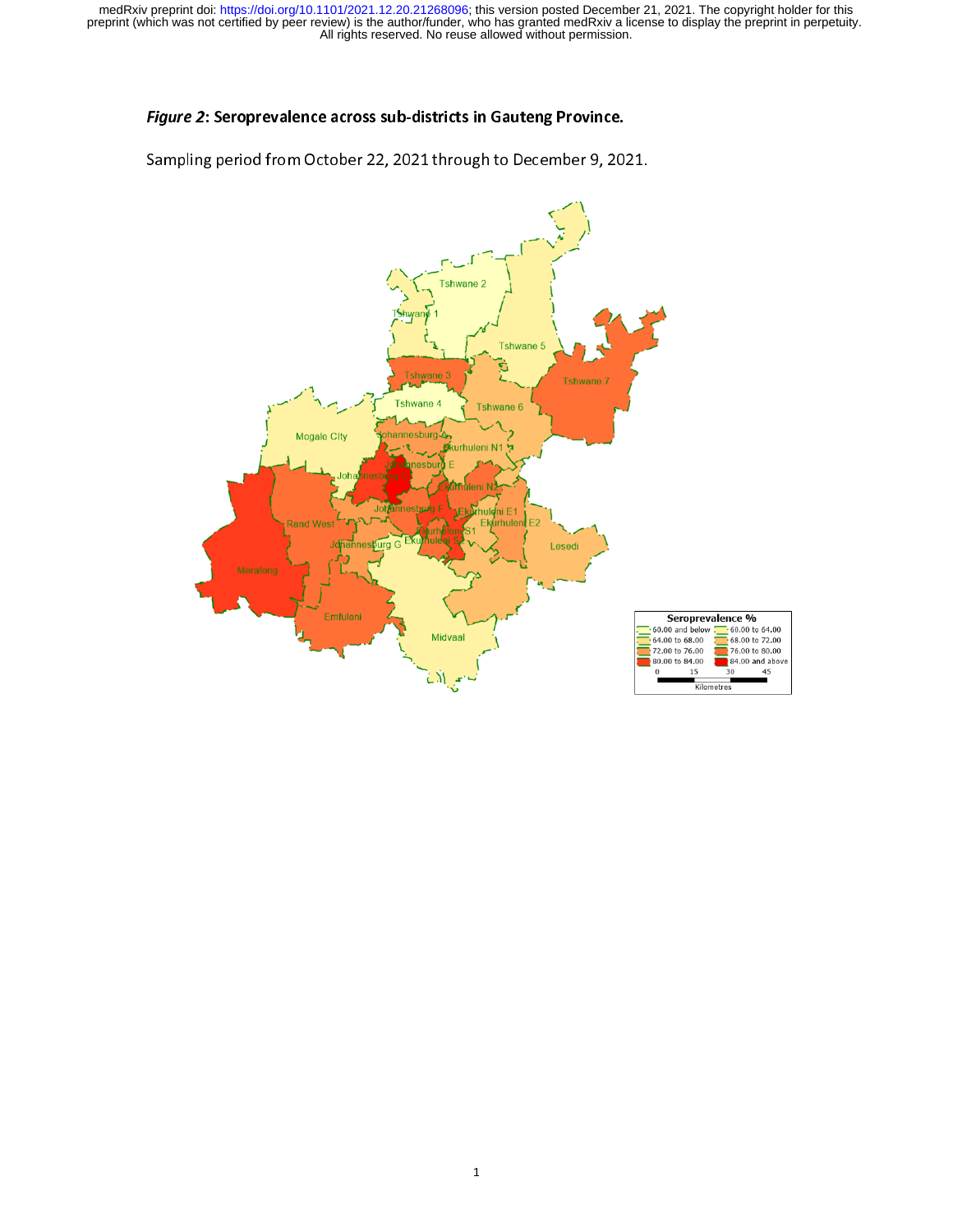***Figure 2*: Seroprevalence across sub-districts in Gauteng Province.**

Sampling period from October 22, 2021 through to December 9, 2021.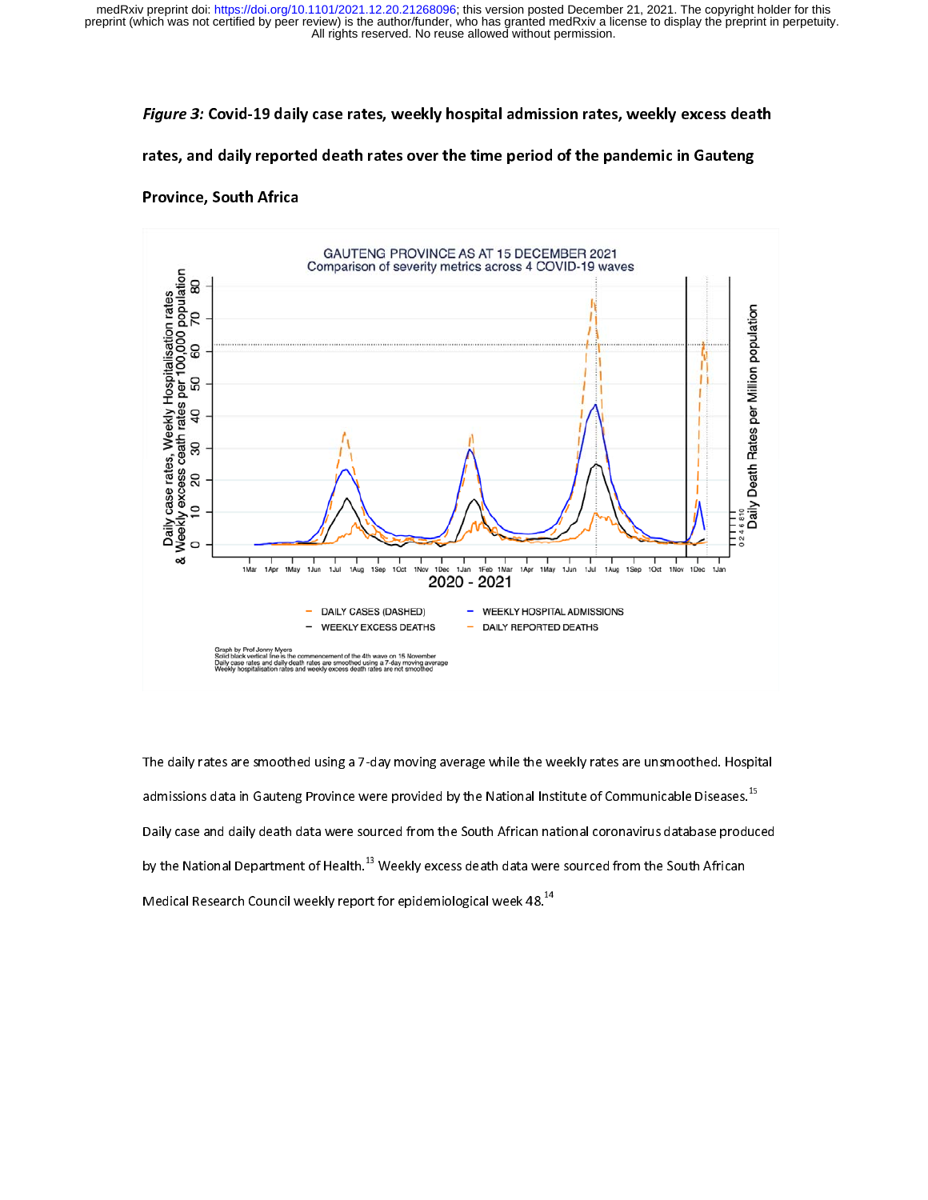*Figure 3:* **Covid-19 daily case rates, weekly hospital admission rates, weekly excess death rates, and daily reported death rates over the time period of the pandemic in Gauteng Province, South Africa**

GAUTENG PROVINCE AS AT 15 DECEMBER 2021
Comparison of severity metrics across 4 COVID-19 waves

Daily case rates, Weekly Hospitalisation rates & Weekly excess ceath rates per 100,000 population

0 10 20 30 40 50 60 70 80

Daily Death Rates per Million population

0 2 4 6 8 10

1Mar 1Apr 1May 1Jun 1Jul 1Aug 1Sep 1Oct 1Nov 1Dec 1Jan 1Feb 1Mar 1Apr 1May 1Jun 1Jul 1Aug 1Sep 1Oct 1Nov 1Dec 1Jan

2020 - 2021

DAILY CASES (DASHED)
WEEKLY HOSPITAL ADMISSIONS
WEEKLY EXCESS DEATHS
DAILY REPORTED DEATHS

Graph by Prof Jonny Myers
Solid black vertical line is the commencement of the 4th wave on 15 November
Daily case rates and daily death rates are smoothed using a 7-day moving average
Weekly hospitalisation rates and weekly excess death rates are not smoothed

The daily rates are smoothed using a 7-day moving average while the weekly rates are unsmoothed. Hospital admissions data in Gauteng Province were provided by the National Institute of Communicable Diseases.[15] Daily case and daily death data were sourced from the South African national coronavirus database produced by the National Department of Health.[13] Weekly excess death data were sourced from the South African Medical Research Council weekly report for epidemiological week 48.[14]